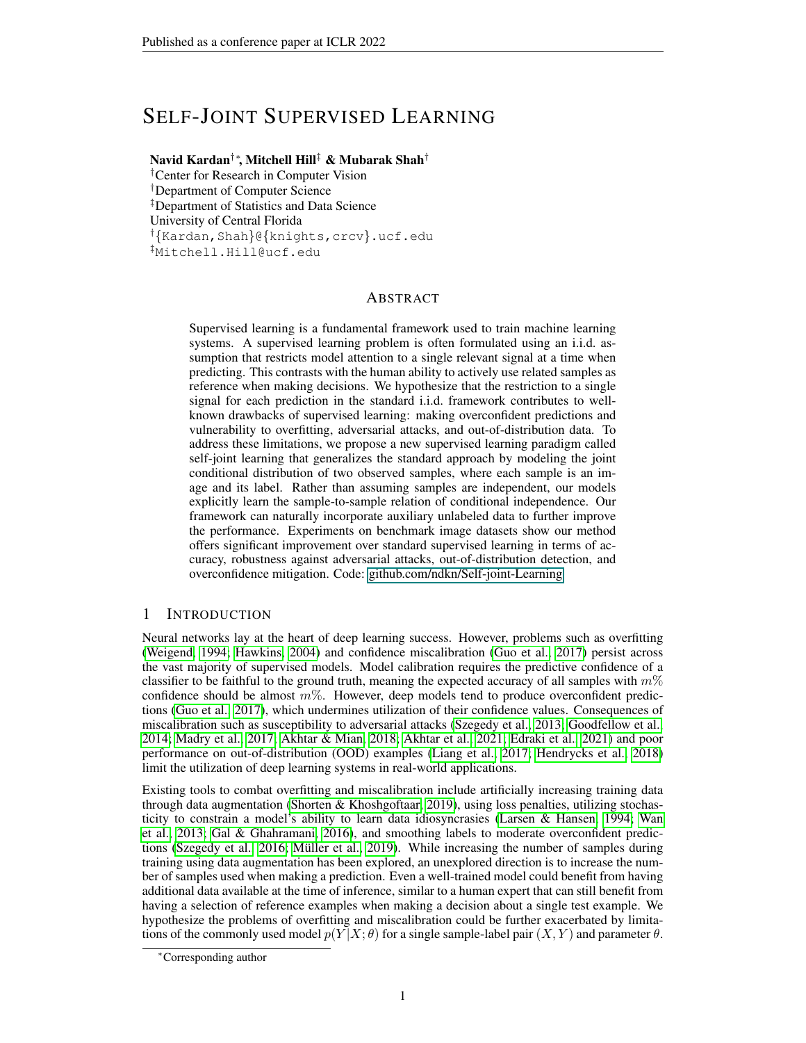# SELF-JOINT SUPERVISED LEARNING

**Navid Kardan**[†*]**, Mitchell Hill**[‡] **& Mubarak Shah**[†]
[†]Center for Research in Computer Vision
[†]Department of Computer Science
[‡]Department of Statistics and Data Science
University of Central Florida
[†]{Kardan,Shah}@{knights,crcv}.ucf.edu
[‡]Mitchell.Hill@ucf.edu

## ABSTRACT

Supervised learning is a fundamental framework used to train machine learning systems. A supervised learning problem is often formulated using an i.i.d. assumption that restricts model attention to a single relevant signal at a time when predicting. This contrasts with the human ability to actively use related samples as reference when making decisions. We hypothesize that the restriction to a single signal for each prediction in the standard i.i.d. framework contributes to well-known drawbacks of supervised learning: making overconfident predictions and vulnerability to overfitting, adversarial attacks, and out-of-distribution data. To address these limitations, we propose a new supervised learning paradigm called self-joint learning that generalizes the standard approach by modeling the joint conditional distribution of two observed samples, where each sample is an image and its label. Rather than assuming samples are independent, our models explicitly learn the sample-to-sample relation of conditional independence. Our framework can naturally incorporate auxiliary unlabeled data to further improve the performance. Experiments on benchmark image datasets show our method offers significant improvement over standard supervised learning in terms of accuracy, robustness against adversarial attacks, out-of-distribution detection, and overconfidence mitigation. Code: github.com/ndkn/Self-joint-Learning

## 1 INTRODUCTION

Neural networks lay at the heart of deep learning success. However, problems such as overfitting (Weigend, 1994; Hawkins, 2004) and confidence miscalibration (Guo et al., 2017) persist across the vast majority of supervised models. Model calibration requires the predictive confidence of a classifier to be faithful to the ground truth, meaning the expected accuracy of all samples with $m\%$ confidence should be almost $m\%$. However, deep models tend to produce overconfident predictions (Guo et al., 2017), which undermines utilization of their confidence values. Consequences of miscalibration such as susceptibility to adversarial attacks (Szegedy et al., 2013; Goodfellow et al., 2014; Madry et al., 2017; Akhtar & Mian, 2018; Akhtar et al., 2021; Edraki et al., 2021) and poor performance on out-of-distribution (OOD) examples (Liang et al., 2017; Hendrycks et al., 2018) limit the utilization of deep learning systems in real-world applications.

Existing tools to combat overfitting and miscalibration include artificially increasing training data through data augmentation (Shorten & Khoshgoftaar, 2019), using loss penalties, utilizing stochasticity to constrain a model's ability to learn data idiosyncrasies (Larsen & Hansen, 1994; Wan et al., 2013; Gal & Ghahramani, 2016), and smoothing labels to moderate overconfident predictions (Szegedy et al., 2016; Müller et al., 2019). While increasing the number of samples during training using data augmentation has been explored, an unexplored direction is to increase the number of samples used when making a prediction. Even a well-trained model could benefit from having additional data available at the time of inference, similar to a human expert that can still benefit from having a selection of reference examples when making a decision about a single test example. We hypothesize the problems of overfitting and miscalibration could be further exacerbated by limitations of the commonly used model $p(Y|X;\theta)$ for a single sample-label pair $(X, Y)$ and parameter $\theta$.

[*]Corresponding author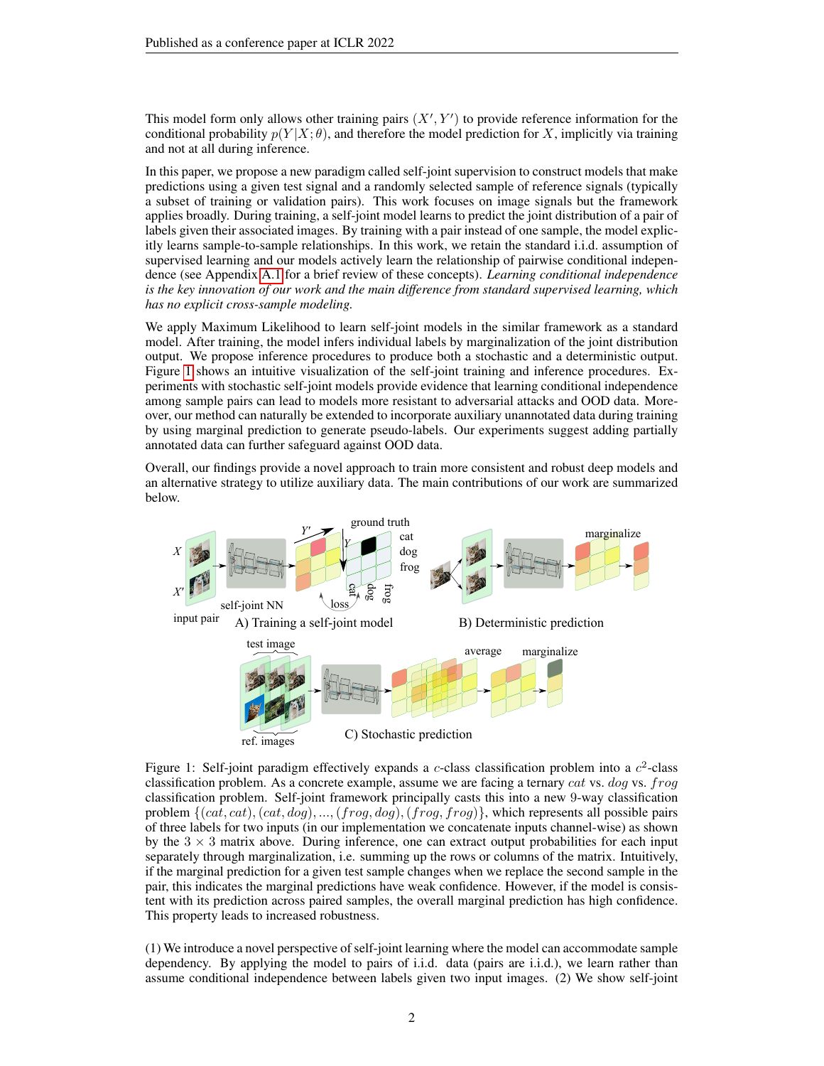This model form only allows other training pairs $(X', Y')$ to provide reference information for the conditional probability $p(Y|X;\theta)$, and therefore the model prediction for $X$, implicitly via training and not at all during inference.

In this paper, we propose a new paradigm called self-joint supervision to construct models that make predictions using a given test signal and a randomly selected sample of reference signals (typically a subset of training or validation pairs). This work focuses on image signals but the framework applies broadly. During training, a self-joint model learns to predict the joint distribution of a pair of labels given their associated images. By training with a pair instead of one sample, the model explicitly learns sample-to-sample relationships. In this work, we retain the standard i.i.d. assumption of supervised learning and our models actively learn the relationship of pairwise conditional independence (see Appendix A.1 for a brief review of these concepts). *Learning conditional independence is the key innovation of our work and the main difference from standard supervised learning, which has no explicit cross-sample modeling.*

We apply Maximum Likelihood to learn self-joint models in the similar framework as a standard model. After training, the model infers individual labels by marginalization of the joint distribution output. We propose inference procedures to produce both a stochastic and a deterministic output. Figure 1 shows an intuitive visualization of the self-joint training and inference procedures. Experiments with stochastic self-joint models provide evidence that learning conditional independence among sample pairs can lead to models more resistant to adversarial attacks and OOD data. Moreover, our method can naturally be extended to incorporate auxiliary unannotated data during training by using marginal prediction to generate pseudo-labels. Our experiments suggest adding partially annotated data can further safeguard against OOD data.

Overall, our findings provide a novel approach to train more consistent and robust deep models and an alternative strategy to utilize auxiliary data. The main contributions of our work are summarized below.

Figure 1: Self-joint paradigm effectively expands a $c$-class classification problem into a $c^2$-class classification problem. As a concrete example, assume we are facing a ternary $cat$ vs. $dog$ vs. $frog$ classification problem. Self-joint framework principally casts this into a new 9-way classification problem $\{(cat, cat), (cat, dog), ..., (frog, dog), (frog, frog)\}$, which represents all possible pairs of three labels for two inputs (in our implementation we concatenate inputs channel-wise) as shown by the $3 \times 3$ matrix above. During inference, one can extract output probabilities for each input separately through marginalization, i.e. summing up the rows or columns of the matrix. Intuitively, if the marginal prediction for a given test sample changes when we replace the second sample in the pair, this indicates the marginal predictions have weak confidence. However, if the model is consistent with its prediction across paired samples, the overall marginal prediction has high confidence. This property leads to increased robustness.

(1) We introduce a novel perspective of self-joint learning where the model can accommodate sample dependency. By applying the model to pairs of i.i.d. data (pairs are i.i.d.), we learn rather than assume conditional independence between labels given two input images. (2) We show self-joint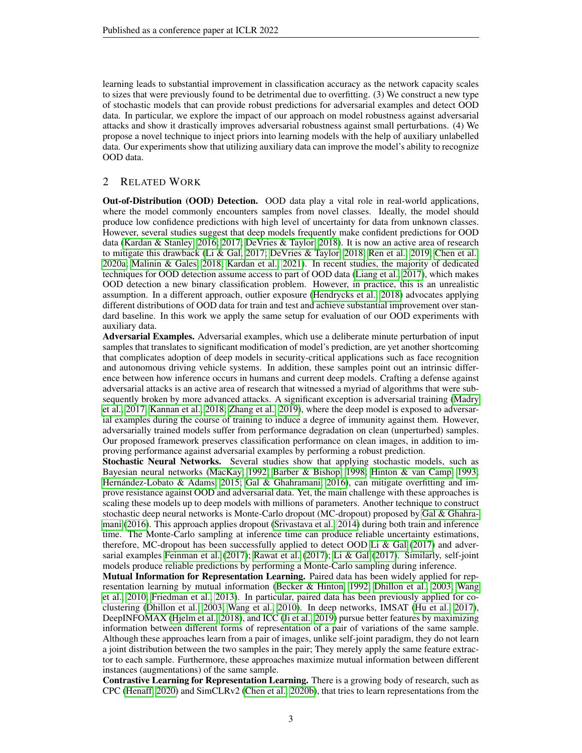learning leads to substantial improvement in classification accuracy as the network capacity scales to sizes that were previously found to be detrimental due to overfitting. (3) We construct a new type of stochastic models that can provide robust predictions for adversarial examples and detect OOD data. In particular, we explore the impact of our approach on model robustness against adversarial attacks and show it drastically improves adversarial robustness against small perturbations. (4) We propose a novel technique to inject priors into learning models with the help of auxiliary unlabelled data. Our experiments show that utilizing auxiliary data can improve the model's ability to recognize OOD data.

## 2 Related Work

**Out-of-Distribution (OOD) Detection.** OOD data play a vital role in real-world applications, where the model commonly encounters samples from novel classes. Ideally, the model should produce low confidence predictions with high level of uncertainty for data from unknown classes. However, several studies suggest that deep models frequently make confident predictions for OOD data (Kardan & Stanley, 2016; 2017; DeVries & Taylor, 2018). It is now an active area of research to mitigate this drawback (Li & Gal, 2017; DeVries & Taylor, 2018; Ren et al., 2019; Chen et al., 2020a; Malinin & Gales, 2018; Kardan et al., 2021). In recent studies, the majority of dedicated techniques for OOD detection assume access to part of OOD data (Liang et al., 2017), which makes OOD detection a new binary classification problem. However, in practice, this is an unrealistic assumption. In a different approach, outlier exposure (Hendrycks et al., 2018) advocates applying different distributions of OOD data for train and test and achieve substantial improvement over standard baseline. In this work we apply the same setup for evaluation of our OOD experiments with auxiliary data.

**Adversarial Examples.** Adversarial examples, which use a deliberate minute perturbation of input samples that translates to significant modification of model's prediction, are yet another shortcoming that complicates adoption of deep models in security-critical applications such as face recognition and autonomous driving vehicle systems. In addition, these samples point out an intrinsic difference between how inference occurs in humans and current deep models. Crafting a defense against adversarial attacks is an active area of research that witnessed a myriad of algorithms that were subsequently broken by more advanced attacks. A significant exception is adversarial training (Madry et al., 2017; Kannan et al., 2018; Zhang et al., 2019), where the deep model is exposed to adversarial examples during the course of training to induce a degree of immunity against them. However, adversarially trained models suffer from performance degradation on clean (unperturbed) samples. Our proposed framework preserves classification performance on clean images, in addition to improving performance against adversarial examples by performing a robust prediction.

**Stochastic Neural Networks.** Several studies show that applying stochastic models, such as Bayesian neural networks (MacKay, 1992; Barber & Bishop, 1998; Hinton & van Camp, 1993; Hernández-Lobato & Adams, 2015; Gal & Ghahramani, 2016), can mitigate overfitting and improve resistance against OOD and adversarial data. Yet, the main challenge with these approaches is scaling these models up to deep models with millions of parameters. Another technique to construct stochastic deep neural networks is Monte-Carlo dropout (MC-dropout) proposed by Gal & Ghahramani (2016). This approach applies dropout (Srivastava et al., 2014) during both train and inference time. The Monte-Carlo sampling at inference time can produce reliable uncertainty estimations, therefore, MC-dropout has been successfully applied to detect OOD Li & Gal (2017) and adversarial examples Feinman et al. (2017); Rawat et al. (2017); Li & Gal (2017). Similarly, self-joint models produce reliable predictions by performing a Monte-Carlo sampling during inference.

**Mutual Information for Representation Learning.** Paired data has been widely applied for representation learning by mutual information (Becker & Hinton, 1992; Dhillon et al., 2003; Wang et al., 2010; Friedman et al., 2013). In particular, paired data has been previously applied for co-clustering (Dhillon et al., 2003; Wang et al., 2010). In deep networks, IMSAT (Hu et al., 2017), DeepINFOMAX (Hjelm et al., 2018), and ICC (Ji et al., 2019) pursue better features by maximizing information between different forms of representation of a pair of variations of the same sample. Although these approaches learn from a pair of images, unlike self-joint paradigm, they do not learn a joint distribution between the two samples in the pair; They merely apply the same feature extractor to each sample. Furthermore, these approaches maximize mutual information between different instances (augmentations) of the same sample.

**Contrastive Learning for Representation Learning.** There is a growing body of research, such as CPC (Henaff, 2020) and SimCLRv2 (Chen et al., 2020b), that tries to learn representations from the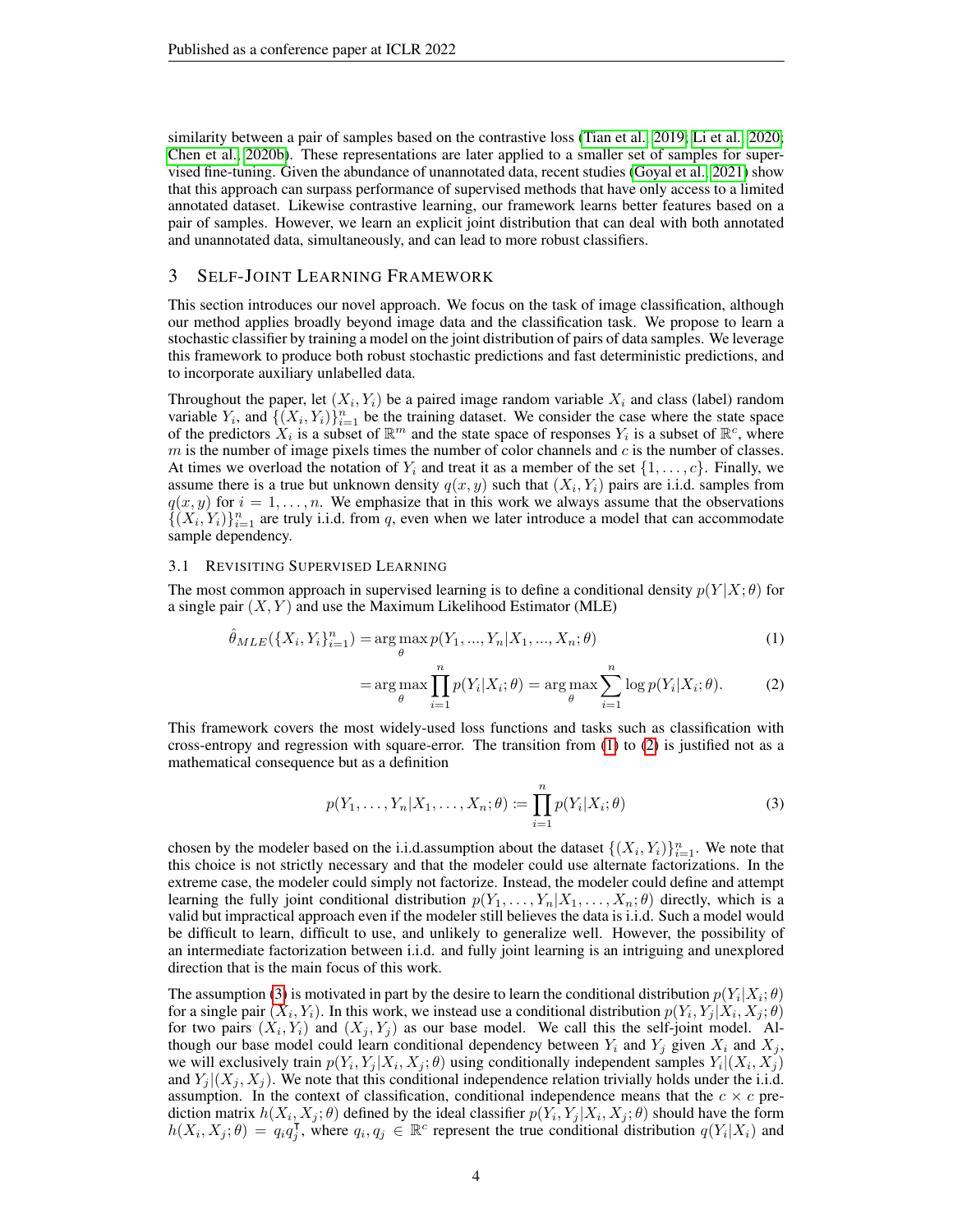similarity between a pair of samples based on the contrastive loss (Tian et al., 2019; Li et al., 2020; Chen et al., 2020b). These representations are later applied to a smaller set of samples for supervised fine-tuning. Given the abundance of unannotated data, recent studies (Goyal et al., 2021) show that this approach can surpass performance of supervised methods that have only access to a limited annotated dataset. Likewise contrastive learning, our framework learns better features based on a pair of samples. However, we learn an explicit joint distribution that can deal with both annotated and unannotated data, simultaneously, and can lead to more robust classifiers.

## 3 Self-Joint Learning Framework

This section introduces our novel approach. We focus on the task of image classification, although our method applies broadly beyond image data and the classification task. We propose to learn a stochastic classifier by training a model on the joint distribution of pairs of data samples. We leverage this framework to produce both robust stochastic predictions and fast deterministic predictions, and to incorporate auxiliary unlabelled data.

Throughout the paper, let $(X_i, Y_i)$ be a paired image random variable $X_i$ and class (label) random variable $Y_i$, and $\{(X_i, Y_i)\}_{i=1}^n$ be the training dataset. We consider the case where the state space of the predictors $X_i$ is a subset of $\mathbb{R}^m$ and the state space of responses $Y_i$ is a subset of $\mathbb{R}^c$, where $m$ is the number of image pixels times the number of color channels and $c$ is the number of classes. At times we overload the notation of $Y_i$ and treat it as a member of the set $\{1, \ldots, c\}$. Finally, we assume there is a true but unknown density $q(x, y)$ such that $(X_i, Y_i)$ pairs are i.i.d. samples from $q(x, y)$ for $i = 1, \ldots, n$. We emphasize that in this work we always assume that the observations $\{(X_i, Y_i)\}_{i=1}^n$ are truly i.i.d. from $q$, even when we later introduce a model that can accommodate sample dependency.

### 3.1 Revisiting Supervised Learning

The most common approach in supervised learning is to define a conditional density $p(Y|X;\theta)$ for a single pair $(X, Y)$ and use the Maximum Likelihood Estimator (MLE)

$$\hat{\theta}_{MLE}(\{X_i, Y_i\}_{i=1}^n) = \arg\max_\theta p(Y_1, ..., Y_n | X_1, ..., X_n; \theta) \tag{1}$$

$$= \arg\max_\theta \prod_{i=1}^n p(Y_i|X_i;\theta) = \arg\max_\theta \sum_{i=1}^n \log p(Y_i|X_i;\theta). \tag{2}$$

This framework covers the most widely-used loss functions and tasks such as classification with cross-entropy and regression with square-error. The transition from (1) to (2) is justified not as a mathematical consequence but as a definition

$$p(Y_1, \ldots, Y_n | X_1, \ldots, X_n; \theta) := \prod_{i=1}^n p(Y_i|X_i;\theta) \tag{3}$$

chosen by the modeler based on the i.i.d.assumption about the dataset $\{(X_i, Y_i)\}_{i=1}^n$. We note that this choice is not strictly necessary and that the modeler could use alternate factorizations. In the extreme case, the modeler could simply not factorize. Instead, the modeler could define and attempt learning the fully joint conditional distribution $p(Y_1, \ldots, Y_n | X_1, \ldots, X_n; \theta)$ directly, which is a valid but impractical approach even if the modeler still believes the data is i.i.d. Such a model would be difficult to learn, difficult to use, and unlikely to generalize well. However, the possibility of an intermediate factorization between i.i.d. and fully joint learning is an intriguing and unexplored direction that is the main focus of this work.

The assumption (3) is motivated in part by the desire to learn the conditional distribution $p(Y_i|X_i;\theta)$ for a single pair $(X_i, Y_i)$. In this work, we instead use a conditional distribution $p(Y_i, Y_j|X_i, X_j;\theta)$ for two pairs $(X_i, Y_i)$ and $(X_j, Y_j)$ as our base model. We call this the self-joint model. Although our base model could learn conditional dependency between $Y_i$ and $Y_j$ given $X_i$ and $X_j$, we will exclusively train $p(Y_i, Y_j|X_i, X_j;\theta)$ using conditionally independent samples $Y_i|(X_i, X_j)$ and $Y_j|(X_j, X_j)$. We note that this conditional independence relation trivially holds under the i.i.d. assumption. In the context of classification, conditional independence means that the $c \times c$ prediction matrix $h(X_i, X_j;\theta)$ defined by the ideal classifier $p(Y_i, Y_j|X_i, X_j;\theta)$ should have the form $h(X_i, X_j;\theta) = q_i q_j^\intercal$, where $q_i, q_j \in \mathbb{R}^c$ represent the true conditional distribution $q(Y_i|X_i)$ and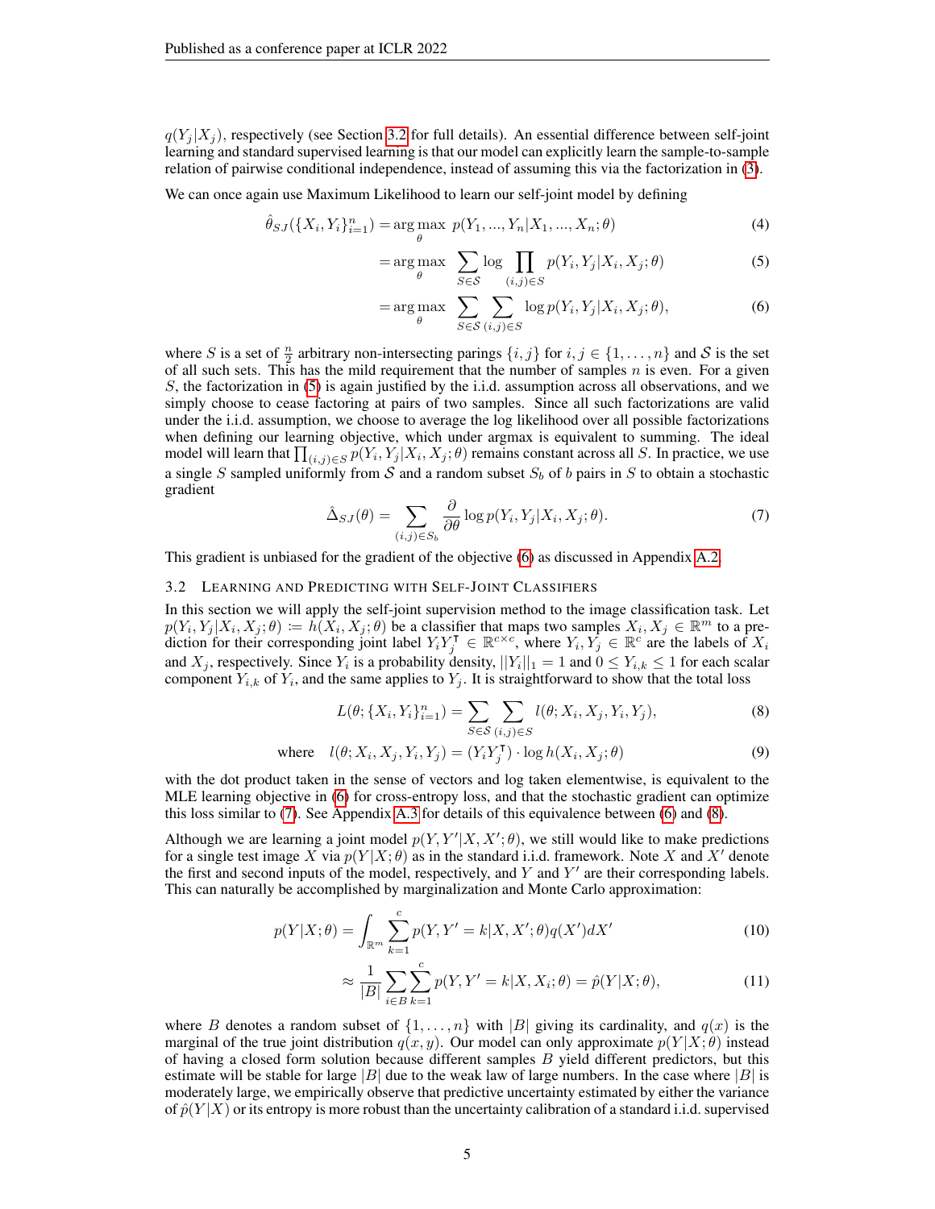$q(Y_j|X_j)$, respectively (see Section 3.2 for full details). An essential difference between self-joint learning and standard supervised learning is that our model can explicitly learn the sample-to-sample relation of pairwise conditional independence, instead of assuming this via the factorization in (3).

We can once again use Maximum Likelihood to learn our self-joint model by defining

$$\hat{\theta}_{SJ}(\{X_i, Y_i\}_{i=1}^n) = \arg\max_{\theta} \; p(Y_1, ..., Y_n|X_1, ..., X_n; \theta) \tag{4}$$

$$= \arg\max_{\theta} \; \sum_{S \in \mathcal{S}} \log \prod_{(i,j) \in S} p(Y_i, Y_j|X_i, X_j; \theta) \tag{5}$$

$$= \arg\max_{\theta} \; \sum_{S \in \mathcal{S}} \sum_{(i,j) \in S} \log p(Y_i, Y_j|X_i, X_j; \theta), \tag{6}$$

where $S$ is a set of $\frac{n}{2}$ arbitrary non-intersecting parings $\{i, j\}$ for $i, j \in \{1, \ldots, n\}$ and $\mathcal{S}$ is the set of all such sets. This has the mild requirement that the number of samples $n$ is even. For a given $S$, the factorization in (5) is again justified by the i.i.d. assumption across all observations, and we simply choose to cease factoring at pairs of two samples. Since all such factorizations are valid under the i.i.d. assumption, we choose to average the log likelihood over all possible factorizations when defining our learning objective, which under argmax is equivalent to summing. The ideal model will learn that $\prod_{(i,j)\in S} p(Y_i, Y_j|X_i, X_j; \theta)$ remains constant across all $S$. In practice, we use a single $S$ sampled uniformly from $\mathcal{S}$ and a random subset $S_b$ of $b$ pairs in $S$ to obtain a stochastic gradient

$$\hat{\Delta}_{SJ}(\theta) = \sum_{(i,j) \in S_b} \frac{\partial}{\partial \theta} \log p(Y_i, Y_j|X_i, X_j; \theta). \tag{7}$$

This gradient is unbiased for the gradient of the objective (6) as discussed in Appendix A.2.

### 3.2 Learning and Predicting with Self-Joint Classifiers

In this section we will apply the self-joint supervision method to the image classification task. Let $p(Y_i, Y_j|X_i, X_j; \theta) \coloneqq h(X_i, X_j; \theta)$ be a classifier that maps two samples $X_i, X_j \in \mathbb{R}^m$ to a prediction for their corresponding joint label $Y_i Y_j^\intercal \in \mathbb{R}^{c \times c}$, where $Y_i, Y_j \in \mathbb{R}^c$ are the labels of $X_i$ and $X_j$, respectively. Since $Y_i$ is a probability density, $||Y_i||_1 = 1$ and $0 \leq Y_{i,k} \leq 1$ for each scalar component $Y_{i,k}$ of $Y_i$, and the same applies to $Y_j$. It is straightforward to show that the total loss

$$L(\theta; \{X_i, Y_i\}_{i=1}^n) = \sum_{S \in \mathcal{S}} \sum_{(i,j) \in S} l(\theta; X_i, X_j, Y_i, Y_j), \tag{8}$$

$$\text{where} \quad l(\theta; X_i, X_j, Y_i, Y_j) = (Y_i Y_j^\intercal) \cdot \log h(X_i, X_j; \theta) \tag{9}$$

with the dot product taken in the sense of vectors and log taken elementwise, is equivalent to the MLE learning objective in (6) for cross-entropy loss, and that the stochastic gradient can optimize this loss similar to (7). See Appendix A.3 for details of this equivalence between (6) and (8).

Although we are learning a joint model $p(Y, Y'|X, X'; \theta)$, we still would like to make predictions for a single test image $X$ via $p(Y|X; \theta)$ as in the standard i.i.d. framework. Note $X$ and $X'$ denote the first and second inputs of the model, respectively, and $Y$ and $Y'$ are their corresponding labels. This can naturally be accomplished by marginalization and Monte Carlo approximation:

$$p(Y|X; \theta) = \int_{\mathbb{R}^m} \sum_{k=1}^{c} p(Y, Y' = k|X, X'; \theta) q(X') dX' \tag{10}$$

$$\approx \frac{1}{|B|} \sum_{i \in B} \sum_{k=1}^{c} p(Y, Y' = k|X, X_i; \theta) = \hat{p}(Y|X; \theta), \tag{11}$$

where $B$ denotes a random subset of $\{1, \ldots, n\}$ with $|B|$ giving its cardinality, and $q(x)$ is the marginal of the true joint distribution $q(x, y)$. Our model can only approximate $p(Y|X; \theta)$ instead of having a closed form solution because different samples $B$ yield different predictors, but this estimate will be stable for large $|B|$ due to the weak law of large numbers. In the case where $|B|$ is moderately large, we empirically observe that predictive uncertainty estimated by either the variance of $\hat{p}(Y|X)$ or its entropy is more robust than the uncertainty calibration of a standard i.i.d. supervised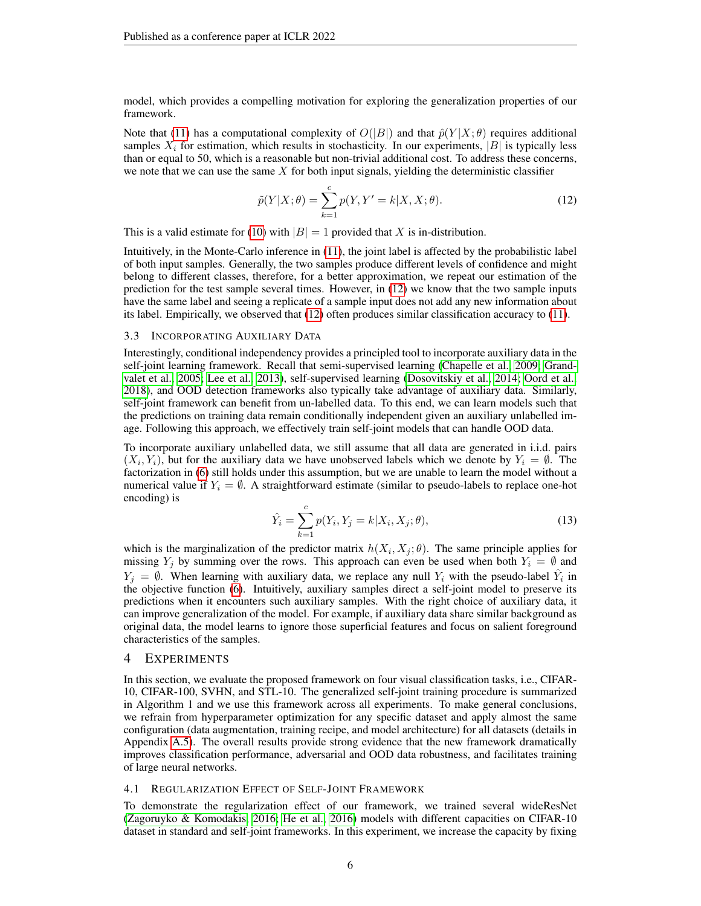model, which provides a compelling motivation for exploring the generalization properties of our framework.

Note that (11) has a computational complexity of $O(|B|)$ and that $\hat{p}(Y|X;\theta)$ requires additional samples $X_i$ for estimation, which results in stochasticity. In our experiments, $|B|$ is typically less than or equal to 50, which is a reasonable but non-trivial additional cost. To address these concerns, we note that we can use the same $X$ for both input signals, yielding the deterministic classifier

$$\tilde{p}(Y|X;\theta) = \sum_{k=1}^{c} p(Y, Y' = k|X, X;\theta). \tag{12}$$

This is a valid estimate for (10) with $|B| = 1$ provided that $X$ is in-distribution.

Intuitively, in the Monte-Carlo inference in (11), the joint label is affected by the probabilistic label of both input samples. Generally, the two samples produce different levels of confidence and might belong to different classes, therefore, for a better approximation, we repeat our estimation of the prediction for the test sample several times. However, in (12) we know that the two sample inputs have the same label and seeing a replicate of a sample input does not add any new information about its label. Empirically, we observed that (12) often produces similar classification accuracy to (11).

### 3.3 Incorporating Auxiliary Data

Interestingly, conditional independency provides a principled tool to incorporate auxiliary data in the self-joint learning framework. Recall that semi-supervised learning (Chapelle et al., 2009; Grandvalet et al., 2005; Lee et al., 2013), self-supervised learning (Dosovitskiy et al., 2014; Oord et al., 2018), and OOD detection frameworks also typically take advantage of auxiliary data. Similarly, self-joint framework can benefit from un-labelled data. To this end, we can learn models such that the predictions on training data remain conditionally independent given an auxiliary unlabelled image. Following this approach, we effectively train self-joint models that can handle OOD data.

To incorporate auxiliary unlabelled data, we still assume that all data are generated in i.i.d. pairs $(X_i, Y_i)$, but for the auxiliary data we have unobserved labels which we denote by $Y_i = \emptyset$. The factorization in (6) still holds under this assumption, but we are unable to learn the model without a numerical value if $Y_i = \emptyset$. A straightforward estimate (similar to pseudo-labels to replace one-hot encoding) is

$$\hat{Y}_i = \sum_{k=1}^{c} p(Y_i, Y_j = k|X_i, X_j;\theta), \tag{13}$$

which is the marginalization of the predictor matrix $h(X_i, X_j;\theta)$. The same principle applies for missing $Y_j$ by summing over the rows. This approach can even be used when both $Y_i = \emptyset$ and $Y_j = \emptyset$. When learning with auxiliary data, we replace any null $Y_i$ with the pseudo-label $\hat{Y}_i$ in the objective function (6). Intuitively, auxiliary samples direct a self-joint model to preserve its predictions when it encounters such auxiliary samples. With the right choice of auxiliary data, it can improve generalization of the model. For example, if auxiliary data share similar background as original data, the model learns to ignore those superficial features and focus on salient foreground characteristics of the samples.

## 4 Experiments

In this section, we evaluate the proposed framework on four visual classification tasks, i.e., CIFAR-10, CIFAR-100, SVHN, and STL-10. The generalized self-joint training procedure is summarized in Algorithm 1 and we use this framework across all experiments. To make general conclusions, we refrain from hyperparameter optimization for any specific dataset and apply almost the same configuration (data augmentation, training recipe, and model architecture) for all datasets (details in Appendix A.5). The overall results provide strong evidence that the new framework dramatically improves classification performance, adversarial and OOD data robustness, and facilitates training of large neural networks.

### 4.1 Regularization Effect of Self-Joint Framework

To demonstrate the regularization effect of our framework, we trained several wideResNet (Zagoruyko & Komodakis, 2016; He et al., 2016) models with different capacities on CIFAR-10 dataset in standard and self-joint frameworks. In this experiment, we increase the capacity by fixing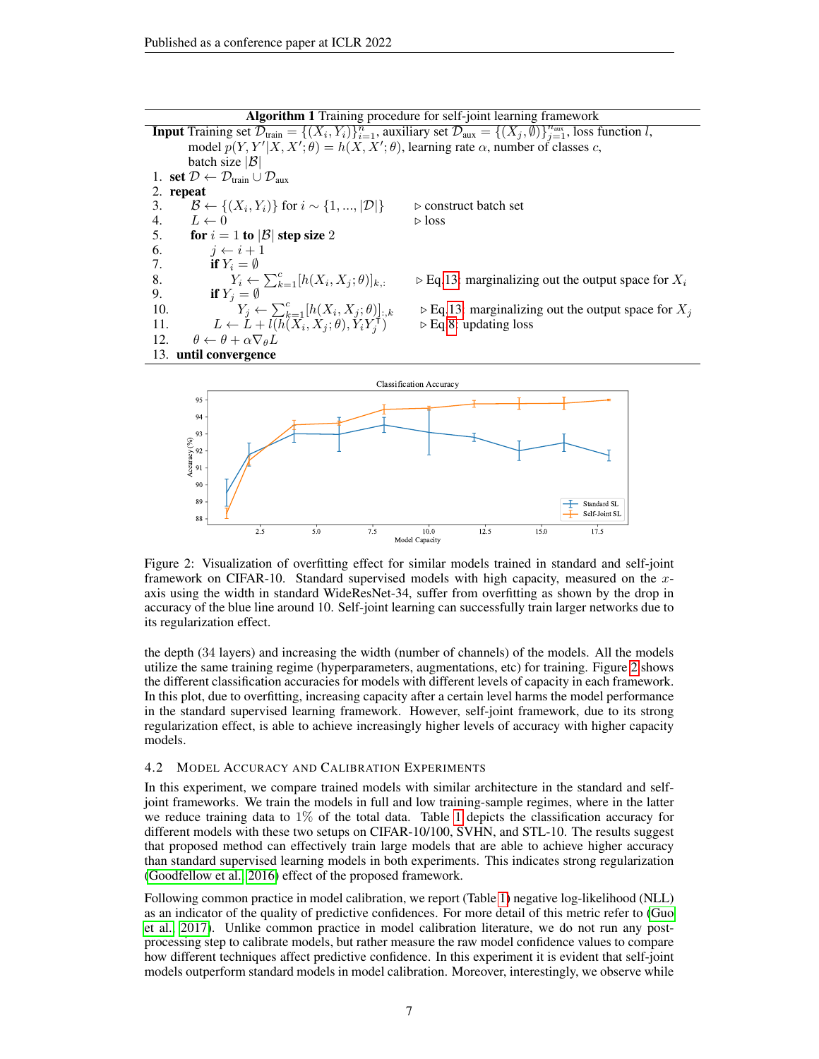**Algorithm 1** Training procedure for self-joint learning framework

**Input** Training set $\mathcal{D}_{\text{train}} = \{(X_i, Y_i)\}_{i=1}^{n}$, auxiliary set $\mathcal{D}_{\text{aux}} = \{(X_j, \emptyset)\}_{j=1}^{n_{\text{aux}}}$, loss function $l$, model $p(Y, Y'|X, X'; \theta) = h(X, X'; \theta)$, learning rate $\alpha$, number of classes $c$, batch size $|\mathcal{B}|$

1. **set** $\mathcal{D} \leftarrow \mathcal{D}_{\text{train}} \cup \mathcal{D}_{\text{aux}}$
2. **repeat**
3. $\quad \mathcal{B} \leftarrow \{(X_i, Y_i)\}$ for $i \sim \{1, ..., |\mathcal{D}|\}$ $\quad \triangleright$ construct batch set
4. $\quad L \leftarrow 0$ $\quad \triangleright$ loss
5. $\quad$ **for** $i = 1$ **to** $|\mathcal{B}|$ **step size** 2
6. $\quad\quad j \leftarrow i + 1$
7. $\quad\quad$ **if** $Y_i = \emptyset$
8. $\quad\quad\quad Y_i \leftarrow \sum_{k=1}^{c} [h(X_i, X_j; \theta)]_{k,:}$ $\quad \triangleright$ Eq.13: marginalizing out the output space for $X_i$
9. $\quad\quad$ **if** $Y_j = \emptyset$
10. $\quad\quad\quad Y_j \leftarrow \sum_{k=1}^{c} [h(X_i, X_j; \theta)]_{:,k}$ $\quad \triangleright$ Eq.13: marginalizing out the output space for $X_j$
11. $\quad\quad L \leftarrow L + l(h(X_i, X_j; \theta), Y_i Y_j^\intercal)$ $\quad \triangleright$ Eq.8: updating loss
12. $\quad \theta \leftarrow \theta + \alpha \nabla_\theta L$
13. **until convergence**

Figure 2: Visualization of overfitting effect for similar models trained in standard and self-joint framework on CIFAR-10. Standard supervised models with high capacity, measured on the $x$-axis using the width in standard WideResNet-34, suffer from overfitting as shown by the drop in accuracy of the blue line around 10. Self-joint learning can successfully train larger networks due to its regularization effect.

the depth (34 layers) and increasing the width (number of channels) of the models. All the models utilize the same training regime (hyperparameters, augmentations, etc) for training. Figure 2 shows the different classification accuracies for models with different levels of capacity in each framework. In this plot, due to overfitting, increasing capacity after a certain level harms the model performance in the standard supervised learning framework. However, self-joint framework, due to its strong regularization effect, is able to achieve increasingly higher levels of accuracy with higher capacity models.

### 4.2 Model Accuracy and Calibration Experiments

In this experiment, we compare trained models with similar architecture in the standard and self-joint frameworks. We train the models in full and low training-sample regimes, where in the latter we reduce training data to 1% of the total data. Table 1 depicts the classification accuracy for different models with these two setups on CIFAR-10/100, SVHN, and STL-10. The results suggest that proposed method can effectively train large models that are able to achieve higher accuracy than standard supervised learning models in both experiments. This indicates strong regularization (Goodfellow et al., 2016) effect of the proposed framework.

Following common practice in model calibration, we report (Table 1) negative log-likelihood (NLL) as an indicator of the quality of predictive confidences. For more detail of this metric refer to (Guo et al., 2017). Unlike common practice in model calibration literature, we do not run any post-processing step to calibrate models, but rather measure the raw model confidence values to compare how different techniques affect predictive confidence. In this experiment it is evident that self-joint models outperform standard models in model calibration. Moreover, interestingly, we observe while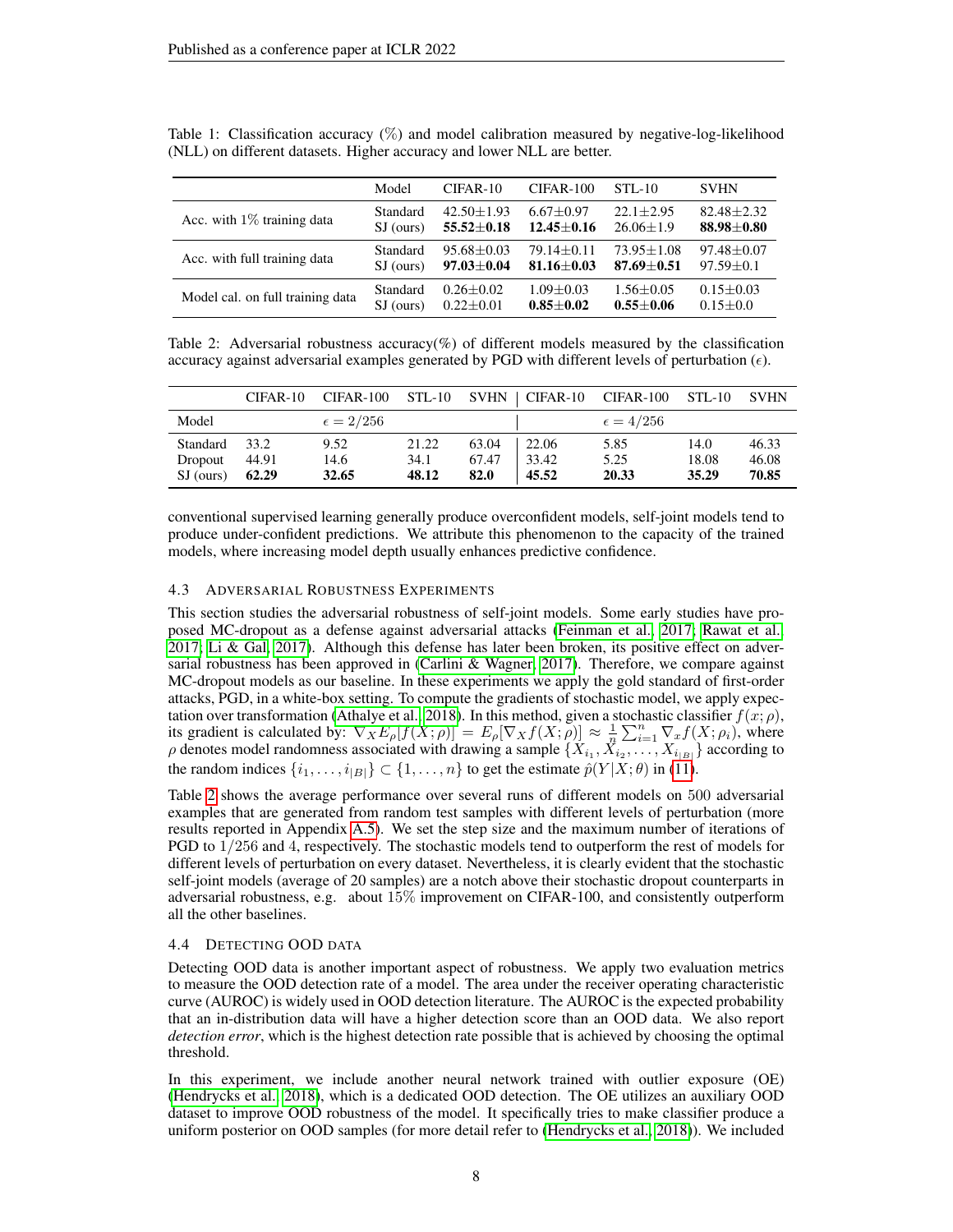Table 1: Classification accuracy (%) and model calibration measured by negative-log-likelihood (NLL) on different datasets. Higher accuracy and lower NLL are better.

| | Model | CIFAR-10 | CIFAR-100 | STL-10 | SVHN |
|---|---|---|---|---|---|
| Acc. with 1% training data | Standard | 42.50±1.93 | 6.67±0.97 | 22.1±2.95 | 82.48±2.32 |
| | SJ (ours) | **55.52±0.18** | **12.45±0.16** | 26.06±1.9 | **88.98±0.80** |
| Acc. with full training data | Standard | 95.68±0.03 | 79.14±0.11 | 73.95±1.08 | 97.48±0.07 |
| | SJ (ours) | **97.03±0.04** | **81.16±0.03** | **87.69±0.51** | 97.59±0.1 |
| Model cal. on full training data | Standard | 0.26±0.02 | 1.09±0.03 | 1.56±0.05 | 0.15±0.03 |
| | SJ (ours) | 0.22±0.01 | **0.85±0.02** | **0.55±0.06** | 0.15±0.0 |

Table 2: Adversarial robustness accuracy(%) of different models measured by the classification accuracy against adversarial examples generated by PGD with different levels of perturbation ($\epsilon$).

| | CIFAR-10 | CIFAR-100 | STL-10 | SVHN | CIFAR-10 | CIFAR-100 | STL-10 | SVHN |
|---|---|---|---|---|---|---|---|---|
| Model | | $\epsilon = 2/256$ | | | | $\epsilon = 4/256$ | | |
| Standard | 33.2 | 9.52 | 21.22 | 63.04 | 22.06 | 5.85 | 14.0 | 46.33 |
| Dropout | 44.91 | 14.6 | 34.1 | 67.47 | 33.42 | 5.25 | 18.08 | 46.08 |
| SJ (ours) | **62.29** | **32.65** | **48.12** | **82.0** | **45.52** | **20.33** | **35.29** | **70.85** |

conventional supervised learning generally produce overconfident models, self-joint models tend to produce under-confident predictions. We attribute this phenomenon to the capacity of the trained models, where increasing model depth usually enhances predictive confidence.

### 4.3 Adversarial Robustness Experiments

This section studies the adversarial robustness of self-joint models. Some early studies have proposed MC-dropout as a defense against adversarial attacks (Feinman et al., 2017; Rawat et al., 2017; Li & Gal, 2017). Although this defense has later been broken, its positive effect on adversarial robustness has been approved in (Carlini & Wagner, 2017). Therefore, we compare against MC-dropout models as our baseline. In these experiments we apply the gold standard of first-order attacks, PGD, in a white-box setting. To compute the gradients of stochastic model, we apply expectation over transformation (Athalye et al., 2018). In this method, given a stochastic classifier $f(x; \rho)$, its gradient is calculated by: $\nabla_X E_\rho[f(X;\rho)] = E_\rho[\nabla_X f(X;\rho)] \approx \frac{1}{n}\sum_{i=1}^{n} \nabla_x f(X;\rho_i)$, where $\rho$ denotes model randomness associated with drawing a sample $\{X_{i_1}, X_{i_2}, \ldots, X_{i_{|B|}}\}$ according to the random indices $\{i_1, \ldots, i_{|B|}\} \subset \{1, \ldots, n\}$ to get the estimate $\hat{p}(Y|X;\theta)$ in (11).

Table 2 shows the average performance over several runs of different models on 500 adversarial examples that are generated from random test samples with different levels of perturbation (more results reported in Appendix A.5). We set the step size and the maximum number of iterations of PGD to $1/256$ and 4, respectively. The stochastic models tend to outperform the rest of models for different levels of perturbation on every dataset. Nevertheless, it is clearly evident that the stochastic self-joint models (average of 20 samples) are a notch above their stochastic dropout counterparts in adversarial robustness, e.g. about 15% improvement on CIFAR-100, and consistently outperform all the other baselines.

### 4.4 Detecting OOD Data

Detecting OOD data is another important aspect of robustness. We apply two evaluation metrics to measure the OOD detection rate of a model. The area under the receiver operating characteristic curve (AUROC) is widely used in OOD detection literature. The AUROC is the expected probability that an in-distribution data will have a higher detection score than an OOD data. We also report *detection error*, which is the highest detection rate possible that is achieved by choosing the optimal threshold.

In this experiment, we include another neural network trained with outlier exposure (OE) (Hendrycks et al., 2018), which is a dedicated OOD detection. The OE utilizes an auxiliary OOD dataset to improve OOD robustness of the model. It specifically tries to make classifier produce a uniform posterior on OOD samples (for more detail refer to (Hendrycks et al., 2018)). We included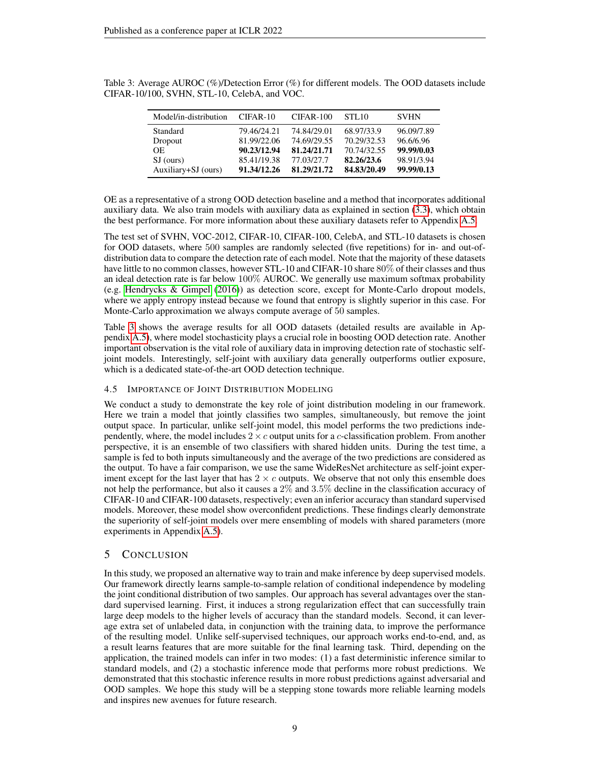Table 3: Average AUROC (%)/Detection Error (%) for different models. The OOD datasets include CIFAR-10/100, SVHN, STL-10, CelebA, and VOC.

| Model/in-distribution | CIFAR-10 | CIFAR-100 | STL10 | SVHN |
|---|---|---|---|---|
| Standard | 79.46/24.21 | 74.84/29.01 | 68.97/33.9 | 96.09/7.89 |
| Dropout | 81.99/22.06 | 74.69/29.55 | 70.29/32.53 | 96.6/6.96 |
| OE | **90.23/12.94** | **81.24/21.71** | 70.74/32.55 | **99.99/0.03** |
| SJ (ours) | 85.41/19.38 | 77.03/27.7 | **82.26/23.6** | 98.91/3.94 |
| Auxiliary+SJ (ours) | **91.34/12.26** | **81.29/21.72** | **84.83/20.49** | **99.99/0.13** |

OE as a representative of a strong OOD detection baseline and a method that incorporates additional auxiliary data. We also train models with auxiliary data as explained in section (3.3), which obtain the best performance. For more information about these auxiliary datasets refer to Appendix A.5.

The test set of SVHN, VOC-2012, CIFAR-10, CIFAR-100, CelebA, and STL-10 datasets is chosen for OOD datasets, where $500$ samples are randomly selected (five repetitions) for in- and out-of-distribution data to compare the detection rate of each model. Note that the majority of these datasets have little to no common classes, however STL-10 and CIFAR-10 share $80\%$ of their classes and thus an ideal detection rate is far below $100\%$ AUROC. We generally use maximum softmax probability (e.g. Hendrycks & Gimpel (2016)) as detection score, except for Monte-Carlo dropout models, where we apply entropy instead because we found that entropy is slightly superior in this case. For Monte-Carlo approximation we always compute average of $50$ samples.

Table 3 shows the average results for all OOD datasets (detailed results are available in Appendix A.5), where model stochasticity plays a crucial role in boosting OOD detection rate. Another important observation is the vital role of auxiliary data in improving detection rate of stochastic self-joint models. Interestingly, self-joint with auxiliary data generally outperforms outlier exposure, which is a dedicated state-of-the-art OOD detection technique.

### 4.5 Importance of Joint Distribution Modeling

We conduct a study to demonstrate the key role of joint distribution modeling in our framework. Here we train a model that jointly classifies two samples, simultaneously, but remove the joint output space. In particular, unlike self-joint model, this model performs the two predictions independently, where, the model includes $2 \times c$ output units for a $c$-classification problem. From another perspective, it is an ensemble of two classifiers with shared hidden units. During the test time, a sample is fed to both inputs simultaneously and the average of the two predictions are considered as the output. To have a fair comparison, we use the same WideResNet architecture as self-joint experiment except for the last layer that has $2 \times c$ outputs. We observe that not only this ensemble does not help the performance, but also it causes a $2\%$ and $3.5\%$ decline in the classification accuracy of CIFAR-10 and CIFAR-100 datasets, respectively; even an inferior accuracy than standard supervised models. Moreover, these model show overconfident predictions. These findings clearly demonstrate the superiority of self-joint models over mere ensembling of models with shared parameters (more experiments in Appendix A.5).

## 5 Conclusion

In this study, we proposed an alternative way to train and make inference by deep supervised models. Our framework directly learns sample-to-sample relation of conditional independence by modeling the joint conditional distribution of two samples. Our approach has several advantages over the standard supervised learning. First, it induces a strong regularization effect that can successfully train large deep models to the higher levels of accuracy than the standard models. Second, it can leverage extra set of unlabeled data, in conjunction with the training data, to improve the performance of the resulting model. Unlike self-supervised techniques, our approach works end-to-end, and, as a result learns features that are more suitable for the final learning task. Third, depending on the application, the trained models can infer in two modes: (1) a fast deterministic inference similar to standard models, and (2) a stochastic inference mode that performs more robust predictions. We demonstrated that this stochastic inference results in more robust predictions against adversarial and OOD samples. We hope this study will be a stepping stone towards more reliable learning models and inspires new avenues for future research.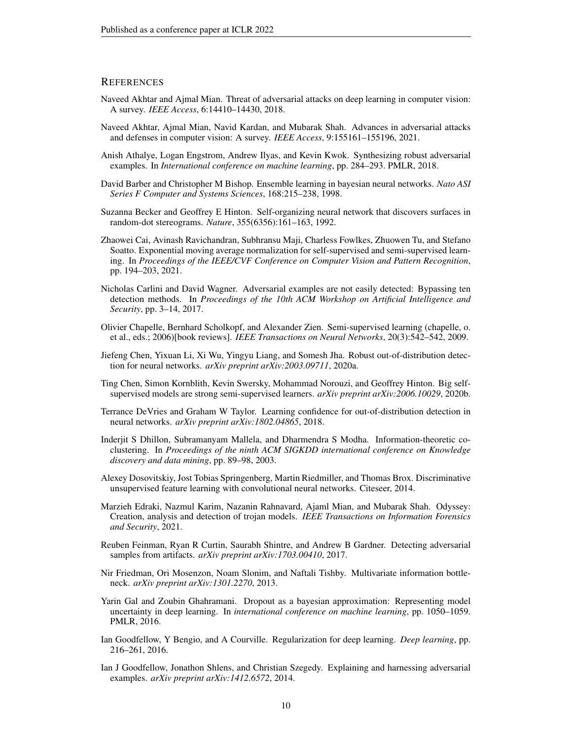## REFERENCES

Naveed Akhtar and Ajmal Mian. Threat of adversarial attacks on deep learning in computer vision: A survey. *IEEE Access*, 6:14410–14430, 2018.

Naveed Akhtar, Ajmal Mian, Navid Kardan, and Mubarak Shah. Advances in adversarial attacks and defenses in computer vision: A survey. *IEEE Access*, 9:155161–155196, 2021.

Anish Athalye, Logan Engstrom, Andrew Ilyas, and Kevin Kwok. Synthesizing robust adversarial examples. In *International conference on machine learning*, pp. 284–293. PMLR, 2018.

David Barber and Christopher M Bishop. Ensemble learning in bayesian neural networks. *Nato ASI Series F Computer and Systems Sciences*, 168:215–238, 1998.

Suzanna Becker and Geoffrey E Hinton. Self-organizing neural network that discovers surfaces in random-dot stereograms. *Nature*, 355(6356):161–163, 1992.

Zhaowei Cai, Avinash Ravichandran, Subhransu Maji, Charless Fowlkes, Zhuowen Tu, and Stefano Soatto. Exponential moving average normalization for self-supervised and semi-supervised learning. In *Proceedings of the IEEE/CVF Conference on Computer Vision and Pattern Recognition*, pp. 194–203, 2021.

Nicholas Carlini and David Wagner. Adversarial examples are not easily detected: Bypassing ten detection methods. In *Proceedings of the 10th ACM Workshop on Artificial Intelligence and Security*, pp. 3–14, 2017.

Olivier Chapelle, Bernhard Scholkopf, and Alexander Zien. Semi-supervised learning (chapelle, o. et al., eds.; 2006)[book reviews]. *IEEE Transactions on Neural Networks*, 20(3):542–542, 2009.

Jiefeng Chen, Yixuan Li, Xi Wu, Yingyu Liang, and Somesh Jha. Robust out-of-distribution detection for neural networks. *arXiv preprint arXiv:2003.09711*, 2020a.

Ting Chen, Simon Kornblith, Kevin Swersky, Mohammad Norouzi, and Geoffrey Hinton. Big self-supervised models are strong semi-supervised learners. *arXiv preprint arXiv:2006.10029*, 2020b.

Terrance DeVries and Graham W Taylor. Learning confidence for out-of-distribution detection in neural networks. *arXiv preprint arXiv:1802.04865*, 2018.

Inderjit S Dhillon, Subramanyam Mallela, and Dharmendra S Modha. Information-theoretic co-clustering. In *Proceedings of the ninth ACM SIGKDD international conference on Knowledge discovery and data mining*, pp. 89–98, 2003.

Alexey Dosovitskiy, Jost Tobias Springenberg, Martin Riedmiller, and Thomas Brox. Discriminative unsupervised feature learning with convolutional neural networks. Citeseer, 2014.

Marzieh Edraki, Nazmul Karim, Nazanin Rahnavard, Ajaml Mian, and Mubarak Shah. Odyssey: Creation, analysis and detection of trojan models. *IEEE Transactions on Information Forensics and Security*, 2021.

Reuben Feinman, Ryan R Curtin, Saurabh Shintre, and Andrew B Gardner. Detecting adversarial samples from artifacts. *arXiv preprint arXiv:1703.00410*, 2017.

Nir Friedman, Ori Mosenzon, Noam Slonim, and Naftali Tishby. Multivariate information bottleneck. *arXiv preprint arXiv:1301.2270*, 2013.

Yarin Gal and Zoubin Ghahramani. Dropout as a bayesian approximation: Representing model uncertainty in deep learning. In *international conference on machine learning*, pp. 1050–1059. PMLR, 2016.

Ian Goodfellow, Y Bengio, and A Courville. Regularization for deep learning. *Deep learning*, pp. 216–261, 2016.

Ian J Goodfellow, Jonathon Shlens, and Christian Szegedy. Explaining and harnessing adversarial examples. *arXiv preprint arXiv:1412.6572*, 2014.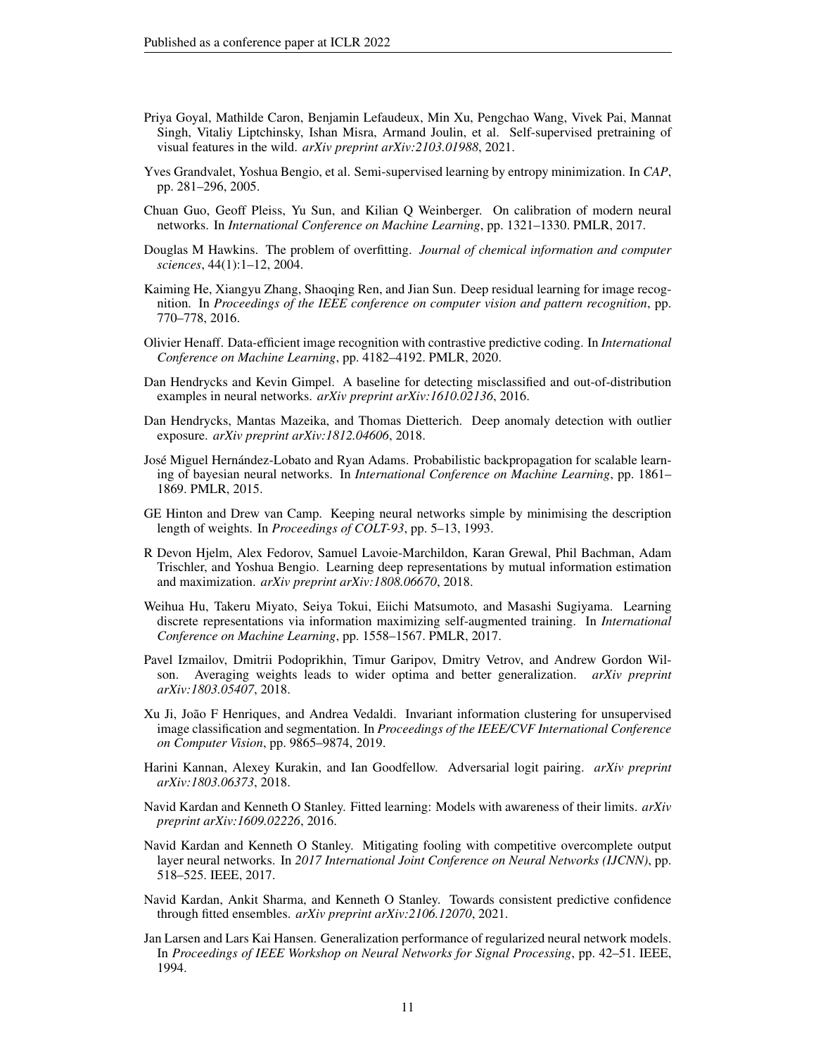Priya Goyal, Mathilde Caron, Benjamin Lefaudeux, Min Xu, Pengchao Wang, Vivek Pai, Mannat Singh, Vitaliy Liptchinsky, Ishan Misra, Armand Joulin, et al. Self-supervised pretraining of visual features in the wild. *arXiv preprint arXiv:2103.01988*, 2021.

Yves Grandvalet, Yoshua Bengio, et al. Semi-supervised learning by entropy minimization. In *CAP*, pp. 281–296, 2005.

Chuan Guo, Geoff Pleiss, Yu Sun, and Kilian Q Weinberger. On calibration of modern neural networks. In *International Conference on Machine Learning*, pp. 1321–1330. PMLR, 2017.

Douglas M Hawkins. The problem of overfitting. *Journal of chemical information and computer sciences*, 44(1):1–12, 2004.

Kaiming He, Xiangyu Zhang, Shaoqing Ren, and Jian Sun. Deep residual learning for image recognition. In *Proceedings of the IEEE conference on computer vision and pattern recognition*, pp. 770–778, 2016.

Olivier Henaff. Data-efficient image recognition with contrastive predictive coding. In *International Conference on Machine Learning*, pp. 4182–4192. PMLR, 2020.

Dan Hendrycks and Kevin Gimpel. A baseline for detecting misclassified and out-of-distribution examples in neural networks. *arXiv preprint arXiv:1610.02136*, 2016.

Dan Hendrycks, Mantas Mazeika, and Thomas Dietterich. Deep anomaly detection with outlier exposure. *arXiv preprint arXiv:1812.04606*, 2018.

José Miguel Hernández-Lobato and Ryan Adams. Probabilistic backpropagation for scalable learning of bayesian neural networks. In *International Conference on Machine Learning*, pp. 1861–1869. PMLR, 2015.

GE Hinton and Drew van Camp. Keeping neural networks simple by minimising the description length of weights. In *Proceedings of COLT-93*, pp. 5–13, 1993.

R Devon Hjelm, Alex Fedorov, Samuel Lavoie-Marchildon, Karan Grewal, Phil Bachman, Adam Trischler, and Yoshua Bengio. Learning deep representations by mutual information estimation and maximization. *arXiv preprint arXiv:1808.06670*, 2018.

Weihua Hu, Takeru Miyato, Seiya Tokui, Eiichi Matsumoto, and Masashi Sugiyama. Learning discrete representations via information maximizing self-augmented training. In *International Conference on Machine Learning*, pp. 1558–1567. PMLR, 2017.

Pavel Izmailov, Dmitrii Podoprikhin, Timur Garipov, Dmitry Vetrov, and Andrew Gordon Wilson. Averaging weights leads to wider optima and better generalization. *arXiv preprint arXiv:1803.05407*, 2018.

Xu Ji, João F Henriques, and Andrea Vedaldi. Invariant information clustering for unsupervised image classification and segmentation. In *Proceedings of the IEEE/CVF International Conference on Computer Vision*, pp. 9865–9874, 2019.

Harini Kannan, Alexey Kurakin, and Ian Goodfellow. Adversarial logit pairing. *arXiv preprint arXiv:1803.06373*, 2018.

Navid Kardan and Kenneth O Stanley. Fitted learning: Models with awareness of their limits. *arXiv preprint arXiv:1609.02226*, 2016.

Navid Kardan and Kenneth O Stanley. Mitigating fooling with competitive overcomplete output layer neural networks. In *2017 International Joint Conference on Neural Networks (IJCNN)*, pp. 518–525. IEEE, 2017.

Navid Kardan, Ankit Sharma, and Kenneth O Stanley. Towards consistent predictive confidence through fitted ensembles. *arXiv preprint arXiv:2106.12070*, 2021.

Jan Larsen and Lars Kai Hansen. Generalization performance of regularized neural network models. In *Proceedings of IEEE Workshop on Neural Networks for Signal Processing*, pp. 42–51. IEEE, 1994.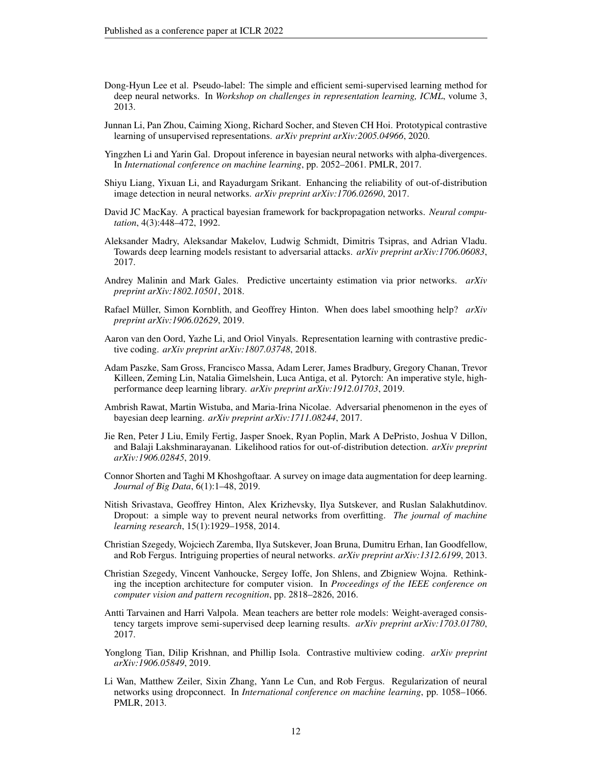Dong-Hyun Lee et al. Pseudo-label: The simple and efficient semi-supervised learning method for deep neural networks. In *Workshop on challenges in representation learning, ICML*, volume 3, 2013.

Junnan Li, Pan Zhou, Caiming Xiong, Richard Socher, and Steven CH Hoi. Prototypical contrastive learning of unsupervised representations. *arXiv preprint arXiv:2005.04966*, 2020.

Yingzhen Li and Yarin Gal. Dropout inference in bayesian neural networks with alpha-divergences. In *International conference on machine learning*, pp. 2052–2061. PMLR, 2017.

Shiyu Liang, Yixuan Li, and Rayadurgam Srikant. Enhancing the reliability of out-of-distribution image detection in neural networks. *arXiv preprint arXiv:1706.02690*, 2017.

David JC MacKay. A practical bayesian framework for backpropagation networks. *Neural computation*, 4(3):448–472, 1992.

Aleksander Madry, Aleksandar Makelov, Ludwig Schmidt, Dimitris Tsipras, and Adrian Vladu. Towards deep learning models resistant to adversarial attacks. *arXiv preprint arXiv:1706.06083*, 2017.

Andrey Malinin and Mark Gales. Predictive uncertainty estimation via prior networks. *arXiv preprint arXiv:1802.10501*, 2018.

Rafael Müller, Simon Kornblith, and Geoffrey Hinton. When does label smoothing help? *arXiv preprint arXiv:1906.02629*, 2019.

Aaron van den Oord, Yazhe Li, and Oriol Vinyals. Representation learning with contrastive predictive coding. *arXiv preprint arXiv:1807.03748*, 2018.

Adam Paszke, Sam Gross, Francisco Massa, Adam Lerer, James Bradbury, Gregory Chanan, Trevor Killeen, Zeming Lin, Natalia Gimelshein, Luca Antiga, et al. Pytorch: An imperative style, high-performance deep learning library. *arXiv preprint arXiv:1912.01703*, 2019.

Ambrish Rawat, Martin Wistuba, and Maria-Irina Nicolae. Adversarial phenomenon in the eyes of bayesian deep learning. *arXiv preprint arXiv:1711.08244*, 2017.

Jie Ren, Peter J Liu, Emily Fertig, Jasper Snoek, Ryan Poplin, Mark A DePristo, Joshua V Dillon, and Balaji Lakshminarayanan. Likelihood ratios for out-of-distribution detection. *arXiv preprint arXiv:1906.02845*, 2019.

Connor Shorten and Taghi M Khoshgoftaar. A survey on image data augmentation for deep learning. *Journal of Big Data*, 6(1):1–48, 2019.

Nitish Srivastava, Geoffrey Hinton, Alex Krizhevsky, Ilya Sutskever, and Ruslan Salakhutdinov. Dropout: a simple way to prevent neural networks from overfitting. *The journal of machine learning research*, 15(1):1929–1958, 2014.

Christian Szegedy, Wojciech Zaremba, Ilya Sutskever, Joan Bruna, Dumitru Erhan, Ian Goodfellow, and Rob Fergus. Intriguing properties of neural networks. *arXiv preprint arXiv:1312.6199*, 2013.

Christian Szegedy, Vincent Vanhoucke, Sergey Ioffe, Jon Shlens, and Zbigniew Wojna. Rethinking the inception architecture for computer vision. In *Proceedings of the IEEE conference on computer vision and pattern recognition*, pp. 2818–2826, 2016.

Antti Tarvainen and Harri Valpola. Mean teachers are better role models: Weight-averaged consistency targets improve semi-supervised deep learning results. *arXiv preprint arXiv:1703.01780*, 2017.

Yonglong Tian, Dilip Krishnan, and Phillip Isola. Contrastive multiview coding. *arXiv preprint arXiv:1906.05849*, 2019.

Li Wan, Matthew Zeiler, Sixin Zhang, Yann Le Cun, and Rob Fergus. Regularization of neural networks using dropconnect. In *International conference on machine learning*, pp. 1058–1066. PMLR, 2013.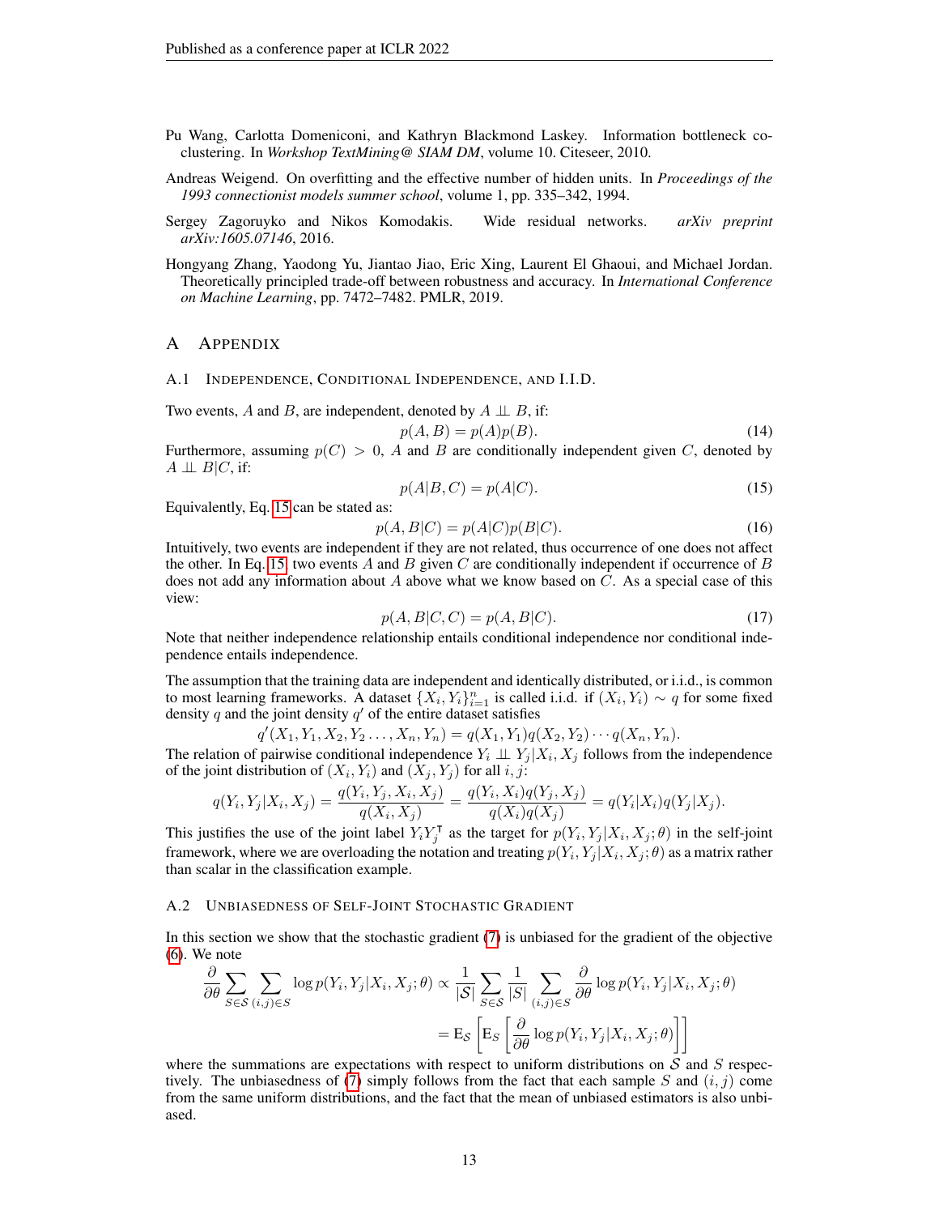Pu Wang, Carlotta Domeniconi, and Kathryn Blackmond Laskey. Information bottleneck co-clustering. In *Workshop TextMining@ SIAM DM*, volume 10. Citeseer, 2010.

Andreas Weigend. On overfitting and the effective number of hidden units. In *Proceedings of the 1993 connectionist models summer school*, volume 1, pp. 335–342, 1994.

Sergey Zagoruyko and Nikos Komodakis. Wide residual networks. *arXiv preprint arXiv:1605.07146*, 2016.

Hongyang Zhang, Yaodong Yu, Jiantao Jiao, Eric Xing, Laurent El Ghaoui, and Michael Jordan. Theoretically principled trade-off between robustness and accuracy. In *International Conference on Machine Learning*, pp. 7472–7482. PMLR, 2019.

# A Appendix

## A.1 Independence, Conditional Independence, and I.I.D.

Two events, $A$ and $B$, are independent, denoted by $A \perp\!\!\!\perp B$, if:

$$p(A, B) = p(A)p(B). \tag{14}$$

Furthermore, assuming $p(C) > 0$, $A$ and $B$ are conditionally independent given $C$, denoted by $A \perp\!\!\!\perp B|C$, if:

$$p(A|B, C) = p(A|C). \tag{15}$$

Equivalently, Eq. 15 can be stated as:

$$p(A, B|C) = p(A|C)p(B|C). \tag{16}$$

Intuitively, two events are independent if they are not related, thus occurrence of one does not affect the other. In Eq. 15, two events $A$ and $B$ given $C$ are conditionally independent if occurrence of $B$ does not add any information about $A$ above what we know based on $C$. As a special case of this view:

$$p(A, B|C, C) = p(A, B|C). \tag{17}$$

Note that neither independence relationship entails conditional independence nor conditional independence entails independence.

The assumption that the training data are independent and identically distributed, or i.i.d., is common to most learning frameworks. A dataset $\{X_i, Y_i\}_{i=1}^n$ is called i.i.d. if $(X_i, Y_i) \sim q$ for some fixed density $q$ and the joint density $q'$ of the entire dataset satisfies

$$q'(X_1, Y_1, X_2, Y_2 \ldots, X_n, Y_n) = q(X_1, Y_1)q(X_2, Y_2) \cdots q(X_n, Y_n).$$

The relation of pairwise conditional independence $Y_i \perp\!\!\!\perp Y_j|X_i, X_j$ follows from the independence of the joint distribution of $(X_i, Y_i)$ and $(X_j, Y_j)$ for all $i, j$:

$$q(Y_i, Y_j|X_i, X_j) = \frac{q(Y_i, Y_j, X_i, X_j)}{q(X_i, X_j)} = \frac{q(Y_i, X_i)q(Y_j, X_j)}{q(X_i)q(X_j)} = q(Y_i|X_i)q(Y_j|X_j).$$

This justifies the use of the joint label $Y_i Y_j^\intercal$ as the target for $p(Y_i, Y_j|X_i, X_j; \theta)$ in the self-joint framework, where we are overloading the notation and treating $p(Y_i, Y_j|X_i, X_j; \theta)$ as a matrix rather than scalar in the classification example.

## A.2 Unbiasedness of Self-Joint Stochastic Gradient

In this section we show that the stochastic gradient (7) is unbiased for the gradient of the objective (6). We note

$$\frac{\partial}{\partial\theta} \sum_{S \in \mathcal{S}} \sum_{(i,j) \in S} \log p(Y_i, Y_j|X_i, X_j; \theta) \propto \frac{1}{|\mathcal{S}|} \sum_{S \in \mathcal{S}} \frac{1}{|S|} \sum_{(i,j) \in S} \frac{\partial}{\partial\theta} \log p(Y_i, Y_j|X_i, X_j; \theta)$$

$$= \mathrm{E}_{\mathcal{S}} \left[ \mathrm{E}_S \left[ \frac{\partial}{\partial\theta} \log p(Y_i, Y_j|X_i, X_j; \theta) \right] \right]$$

where the summations are expectations with respect to uniform distributions on $\mathcal{S}$ and $S$ respectively. The unbiasedness of (7) simply follows from the fact that each sample $S$ and $(i, j)$ come from the same uniform distributions, and the fact that the mean of unbiased estimators is also unbiased.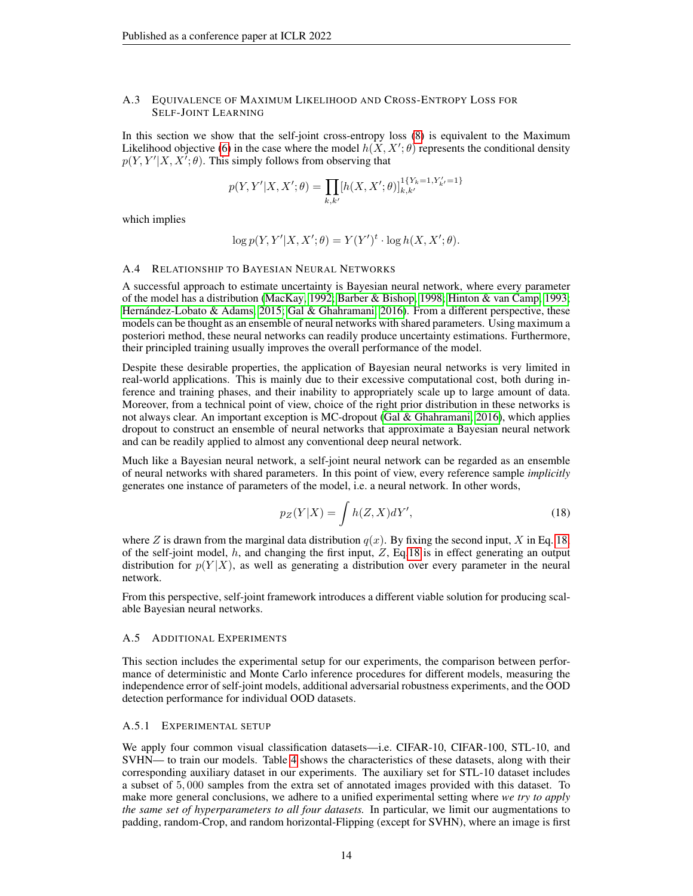### A.3 Equivalence of Maximum Likelihood and Cross-Entropy Loss for Self-Joint Learning

In this section we show that the self-joint cross-entropy loss (8) is equivalent to the Maximum Likelihood objective (6) in the case where the model $h(X, X'; \theta)$ represents the conditional density $p(Y, Y'|X, X'; \theta)$. This simply follows from observing that

$$p(Y, Y'|X, X'; \theta) = \prod_{k,k'} [h(X, X'; \theta)]_{k,k'}^{1\{Y_k=1, Y'_{k'}=1\}}$$

which implies

$$\log p(Y, Y'|X, X'; \theta) = Y(Y')^t \cdot \log h(X, X'; \theta).$$

### A.4 Relationship to Bayesian Neural Networks

A successful approach to estimate uncertainty is Bayesian neural network, where every parameter of the model has a distribution (MacKay, 1992; Barber & Bishop, 1998; Hinton & van Camp, 1993; Hernández-Lobato & Adams, 2015; Gal & Ghahramani, 2016). From a different perspective, these models can be thought as an ensemble of neural networks with shared parameters. Using maximum a posteriori method, these neural networks can readily produce uncertainty estimations. Furthermore, their principled training usually improves the overall performance of the model.

Despite these desirable properties, the application of Bayesian neural networks is very limited in real-world applications. This is mainly due to their excessive computational cost, both during inference and training phases, and their inability to appropriately scale up to large amount of data. Moreover, from a technical point of view, choice of the right prior distribution in these networks is not always clear. An important exception is MC-dropout (Gal & Ghahramani, 2016), which applies dropout to construct an ensemble of neural networks that approximate a Bayesian neural network and can be readily applied to almost any conventional deep neural network.

Much like a Bayesian neural network, a self-joint neural network can be regarded as an ensemble of neural networks with shared parameters. In this point of view, every reference sample *implicitly* generates one instance of parameters of the model, i.e. a neural network. In other words,

$$p_Z(Y|X) = \int h(Z, X) dY', \tag{18}$$

where $Z$ is drawn from the marginal data distribution $q(x)$. By fixing the second input, $X$ in Eq. 18, of the self-joint model, $h$, and changing the first input, $Z$, Eq.18 is in effect generating an output distribution for $p(Y|X)$, as well as generating a distribution over every parameter in the neural network.

From this perspective, self-joint framework introduces a different viable solution for producing scalable Bayesian neural networks.

### A.5 Additional Experiments

This section includes the experimental setup for our experiments, the comparison between performance of deterministic and Monte Carlo inference procedures for different models, measuring the independence error of self-joint models, additional adversarial robustness experiments, and the OOD detection performance for individual OOD datasets.

#### A.5.1 Experimental Setup

We apply four common visual classification datasets—i.e. CIFAR-10, CIFAR-100, STL-10, and SVHN— to train our models. Table 4 shows the characteristics of these datasets, along with their corresponding auxiliary dataset in our experiments. The auxiliary set for STL-10 dataset includes a subset of $5,000$ samples from the extra set of annotated images provided with this dataset. To make more general conclusions, we adhere to a unified experimental setting where *we try to apply the same set of hyperparameters to all four datasets.* In particular, we limit our augmentations to padding, random-Crop, and random horizontal-Flipping (except for SVHN), where an image is first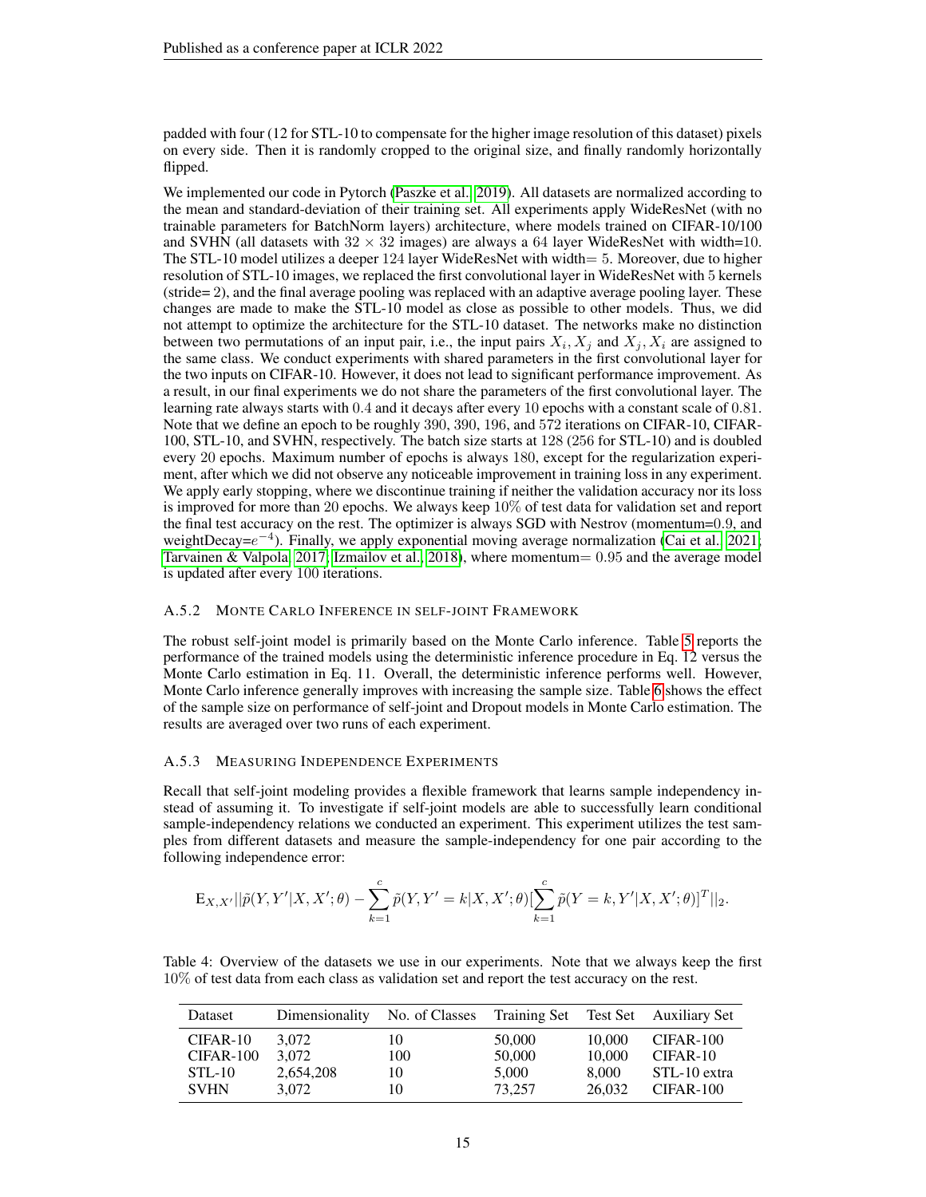padded with four (12 for STL-10 to compensate for the higher image resolution of this dataset) pixels on every side. Then it is randomly cropped to the original size, and finally randomly horizontally flipped.

We implemented our code in Pytorch (Paszke et al., 2019). All datasets are normalized according to the mean and standard-deviation of their training set. All experiments apply WideResNet (with no trainable parameters for BatchNorm layers) architecture, where models trained on CIFAR-10/100 and SVHN (all datasets with $32 \times 32$ images) are always a 64 layer WideResNet with width=10. The STL-10 model utilizes a deeper 124 layer WideResNet with width= 5. Moreover, due to higher resolution of STL-10 images, we replaced the first convolutional layer in WideResNet with 5 kernels (stride= 2), and the final average pooling was replaced with an adaptive average pooling layer. These changes are made to make the STL-10 model as close as possible to other models. Thus, we did not attempt to optimize the architecture for the STL-10 dataset. The networks make no distinction between two permutations of an input pair, i.e., the input pairs $X_i, X_j$ and $X_j, X_i$ are assigned to the same class. We conduct experiments with shared parameters in the first convolutional layer for the two inputs on CIFAR-10. However, it does not lead to significant performance improvement. As a result, in our final experiments we do not share the parameters of the first convolutional layer. The learning rate always starts with 0.4 and it decays after every 10 epochs with a constant scale of 0.81. Note that we define an epoch to be roughly 390, 390, 196, and 572 iterations on CIFAR-10, CIFAR-100, STL-10, and SVHN, respectively. The batch size starts at 128 (256 for STL-10) and is doubled every 20 epochs. Maximum number of epochs is always 180, except for the regularization experiment, after which we did not observe any noticeable improvement in training loss in any experiment. We apply early stopping, where we discontinue training if neither the validation accuracy nor its loss is improved for more than 20 epochs. We always keep 10% of test data for validation set and report the final test accuracy on the rest. The optimizer is always SGD with Nestrov (momentum=0.9, and weightDecay=$e^{-4}$). Finally, we apply exponential moving average normalization (Cai et al., 2021; Tarvainen & Valpola, 2017; Izmailov et al., 2018), where momentum= 0.95 and the average model is updated after every 100 iterations.

### A.5.2 Monte Carlo Inference in self-joint Framework

The robust self-joint model is primarily based on the Monte Carlo inference. Table 5 reports the performance of the trained models using the deterministic inference procedure in Eq. 12 versus the Monte Carlo estimation in Eq. 11. Overall, the deterministic inference performs well. However, Monte Carlo inference generally improves with increasing the sample size. Table 6 shows the effect of the sample size on performance of self-joint and Dropout models in Monte Carlo estimation. The results are averaged over two runs of each experiment.

### A.5.3 Measuring Independence Experiments

Recall that self-joint modeling provides a flexible framework that learns sample independency instead of assuming it. To investigate if self-joint models are able to successfully learn conditional sample-independency relations we conducted an experiment. This experiment utilizes the test samples from different datasets and measure the sample-independency for one pair according to the following independence error:

$$\mathrm{E}_{X,X'}||\tilde{p}(Y,Y'|X,X';\theta) - \sum_{k=1}^{c}\tilde{p}(Y,Y'=k|X,X';\theta)[\sum_{k=1}^{c}\tilde{p}(Y=k,Y'|X,X';\theta)]^T||_2.$$

Table 4: Overview of the datasets we use in our experiments. Note that we always keep the first 10% of test data from each class as validation set and report the test accuracy on the rest.

| Dataset | Dimensionality | No. of Classes | Training Set | Test Set | Auxiliary Set |
|---|---|---|---|---|---|
| CIFAR-10 | 3,072 | 10 | 50,000 | 10,000 | CIFAR-100 |
| CIFAR-100 | 3,072 | 100 | 50,000 | 10,000 | CIFAR-10 |
| STL-10 | 2,654,208 | 10 | 5,000 | 8,000 | STL-10 extra |
| SVHN | 3,072 | 10 | 73,257 | 26,032 | CIFAR-100 |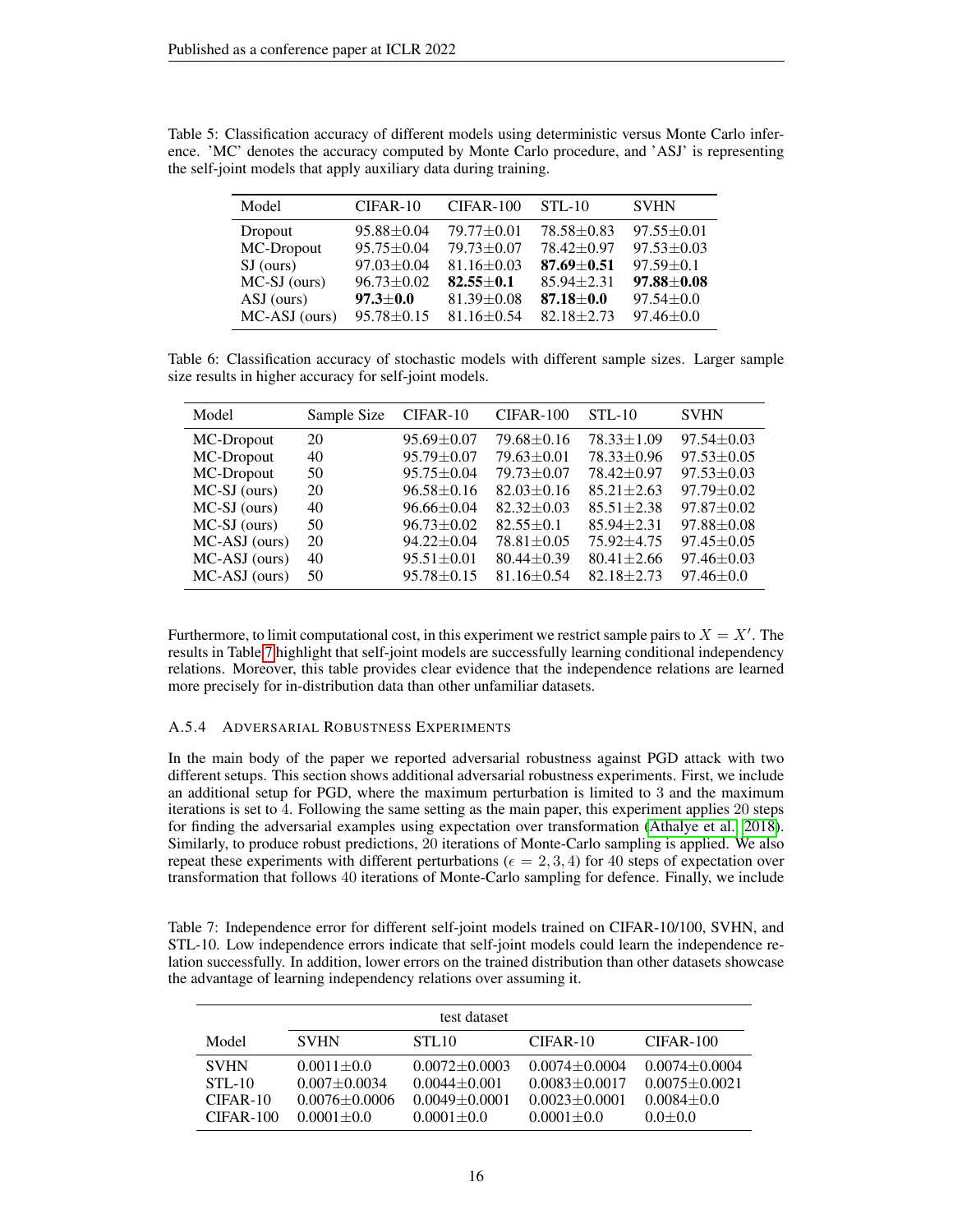Table 5: Classification accuracy of different models using deterministic versus Monte Carlo inference. 'MC' denotes the accuracy computed by Monte Carlo procedure, and 'ASJ' is representing the self-joint models that apply auxiliary data during training.

| Model | CIFAR-10 | CIFAR-100 | STL-10 | SVHN |
|---|---|---|---|---|
| Dropout | 95.88±0.04 | 79.77±0.01 | 78.58±0.83 | 97.55±0.01 |
| MC-Dropout | 95.75±0.04 | 79.73±0.07 | 78.42±0.97 | 97.53±0.03 |
| SJ (ours) | 97.03±0.04 | 81.16±0.03 | **87.69±0.51** | 97.59±0.1 |
| MC-SJ (ours) | 96.73±0.02 | **82.55±0.1** | 85.94±2.31 | **97.88±0.08** |
| ASJ (ours) | **97.3±0.0** | 81.39±0.08 | **87.18±0.0** | 97.54±0.0 |
| MC-ASJ (ours) | 95.78±0.15 | 81.16±0.54 | 82.18±2.73 | 97.46±0.0 |

Table 6: Classification accuracy of stochastic models with different sample sizes. Larger sample size results in higher accuracy for self-joint models.

| Model | Sample Size | CIFAR-10 | CIFAR-100 | STL-10 | SVHN |
|---|---|---|---|---|---|
| MC-Dropout | 20 | 95.69±0.07 | 79.68±0.16 | 78.33±1.09 | 97.54±0.03 |
| MC-Dropout | 40 | 95.79±0.07 | 79.63±0.01 | 78.33±0.96 | 97.53±0.05 |
| MC-Dropout | 50 | 95.75±0.04 | 79.73±0.07 | 78.42±0.97 | 97.53±0.03 |
| MC-SJ (ours) | 20 | 96.58±0.16 | 82.03±0.16 | 85.21±2.63 | 97.79±0.02 |
| MC-SJ (ours) | 40 | 96.66±0.04 | 82.32±0.03 | 85.51±2.38 | 97.87±0.02 |
| MC-SJ (ours) | 50 | 96.73±0.02 | 82.55±0.1 | 85.94±2.31 | 97.88±0.08 |
| MC-ASJ (ours) | 20 | 94.22±0.04 | 78.81±0.05 | 75.92±4.75 | 97.45±0.05 |
| MC-ASJ (ours) | 40 | 95.51±0.01 | 80.44±0.39 | 80.41±2.66 | 97.46±0.03 |
| MC-ASJ (ours) | 50 | 95.78±0.15 | 81.16±0.54 | 82.18±2.73 | 97.46±0.0 |

Furthermore, to limit computational cost, in this experiment we restrict sample pairs to $X = X'$. The results in Table 7 highlight that self-joint models are successfully learning conditional independency relations. Moreover, this table provides clear evidence that the independence relations are learned more precisely for in-distribution data than other unfamiliar datasets.

#### A.5.4 Adversarial Robustness Experiments

In the main body of the paper we reported adversarial robustness against PGD attack with two different setups. This section shows additional adversarial robustness experiments. First, we include an additional setup for PGD, where the maximum perturbation is limited to 3 and the maximum iterations is set to 4. Following the same setting as the main paper, this experiment applies 20 steps for finding the adversarial examples using expectation over transformation (Athalye et al., 2018). Similarly, to produce robust predictions, 20 iterations of Monte-Carlo sampling is applied. We also repeat these experiments with different perturbations ($\epsilon = 2, 3, 4$) for 40 steps of expectation over transformation that follows 40 iterations of Monte-Carlo sampling for defence. Finally, we include

Table 7: Independence error for different self-joint models trained on CIFAR-10/100, SVHN, and STL-10. Low independence errors indicate that self-joint models could learn the independence relation successfully. In addition, lower errors on the trained distribution than other datasets showcase the advantage of learning independency relations over assuming it.

| | test dataset | | | |
|---|---|---|---|---|
| Model | SVHN | STL10 | CIFAR-10 | CIFAR-100 |
| SVHN | 0.0011±0.0 | 0.0072±0.0003 | 0.0074±0.0004 | 0.0074±0.0004 |
| STL-10 | 0.007±0.0034 | 0.0044±0.001 | 0.0083±0.0017 | 0.0075±0.0021 |
| CIFAR-10 | 0.0076±0.0006 | 0.0049±0.0001 | 0.0023±0.0001 | 0.0084±0.0 |
| CIFAR-100 | 0.0001±0.0 | 0.0001±0.0 | 0.0001±0.0 | 0.0±0.0 |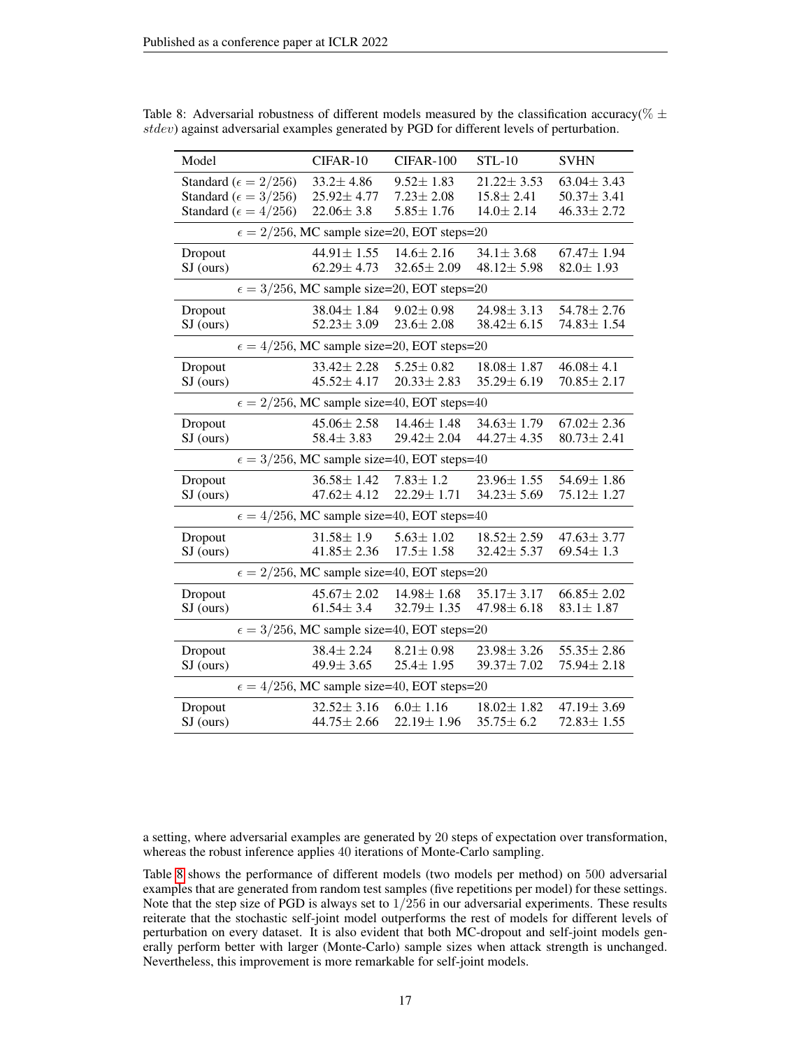Table 8: Adversarial robustness of different models measured by the classification accuracy($\% \pm stdev$) against adversarial examples generated by PGD for different levels of perturbation.

| Model | CIFAR-10 | CIFAR-100 | STL-10 | SVHN |
|---|---|---|---|---|
| Standard ($\epsilon = 2/256$) | 33.2± 4.86 | 9.52± 1.83 | 21.22± 3.53 | 63.04± 3.43 |
| Standard ($\epsilon = 3/256$) | 25.92± 4.77 | 7.23± 2.08 | 15.8± 2.41 | 50.37± 3.41 |
| Standard ($\epsilon = 4/256$) | 22.06± 3.8 | 5.85± 1.76 | 14.0± 2.14 | 46.33± 2.72 |
| $\epsilon = 2/256$, MC sample size=20, EOT steps=20 | | | | |
| Dropout | 44.91± 1.55 | 14.6± 2.16 | 34.1± 3.68 | 67.47± 1.94 |
| SJ (ours) | 62.29± 4.73 | 32.65± 2.09 | 48.12± 5.98 | 82.0± 1.93 |
| $\epsilon = 3/256$, MC sample size=20, EOT steps=20 | | | | |
| Dropout | 38.04± 1.84 | 9.02± 0.98 | 24.98± 3.13 | 54.78± 2.76 |
| SJ (ours) | 52.23± 3.09 | 23.6± 2.08 | 38.42± 6.15 | 74.83± 1.54 |
| $\epsilon = 4/256$, MC sample size=20, EOT steps=20 | | | | |
| Dropout | 33.42± 2.28 | 5.25± 0.82 | 18.08± 1.87 | 46.08± 4.1 |
| SJ (ours) | 45.52± 4.17 | 20.33± 2.83 | 35.29± 6.19 | 70.85± 2.17 |
| $\epsilon = 2/256$, MC sample size=40, EOT steps=40 | | | | |
| Dropout | 45.06± 2.58 | 14.46± 1.48 | 34.63± 1.79 | 67.02± 2.36 |
| SJ (ours) | 58.4± 3.83 | 29.42± 2.04 | 44.27± 4.35 | 80.73± 2.41 |
| $\epsilon = 3/256$, MC sample size=40, EOT steps=40 | | | | |
| Dropout | 36.58± 1.42 | 7.83± 1.2 | 23.96± 1.55 | 54.69± 1.86 |
| SJ (ours) | 47.62± 4.12 | 22.29± 1.71 | 34.23± 5.69 | 75.12± 1.27 |
| $\epsilon = 4/256$, MC sample size=40, EOT steps=40 | | | | |
| Dropout | 31.58± 1.9 | 5.63± 1.02 | 18.52± 2.59 | 47.63± 3.77 |
| SJ (ours) | 41.85± 2.36 | 17.5± 1.58 | 32.42± 5.37 | 69.54± 1.3 |
| $\epsilon = 2/256$, MC sample size=40, EOT steps=20 | | | | |
| Dropout | 45.67± 2.02 | 14.98± 1.68 | 35.17± 3.17 | 66.85± 2.02 |
| SJ (ours) | 61.54± 3.4 | 32.79± 1.35 | 47.98± 6.18 | 83.1± 1.87 |
| $\epsilon = 3/256$, MC sample size=40, EOT steps=20 | | | | |
| Dropout | 38.4± 2.24 | 8.21± 0.98 | 23.98± 3.26 | 55.35± 2.86 |
| SJ (ours) | 49.9± 3.65 | 25.4± 1.95 | 39.37± 7.02 | 75.94± 2.18 |
| $\epsilon = 4/256$, MC sample size=40, EOT steps=20 | | | | |
| Dropout | 32.52± 3.16 | 6.0± 1.16 | 18.02± 1.82 | 47.19± 3.69 |
| SJ (ours) | 44.75± 2.66 | 22.19± 1.96 | 35.75± 6.2 | 72.83± 1.55 |

a setting, where adversarial examples are generated by 20 steps of expectation over transformation, whereas the robust inference applies 40 iterations of Monte-Carlo sampling.

Table 8 shows the performance of different models (two models per method) on 500 adversarial examples that are generated from random test samples (five repetitions per model) for these settings. Note that the step size of PGD is always set to $1/256$ in our adversarial experiments. These results reiterate that the stochastic self-joint model outperforms the rest of models for different levels of perturbation on every dataset. It is also evident that both MC-dropout and self-joint models generally perform better with larger (Monte-Carlo) sample sizes when attack strength is unchanged. Nevertheless, this improvement is more remarkable for self-joint models.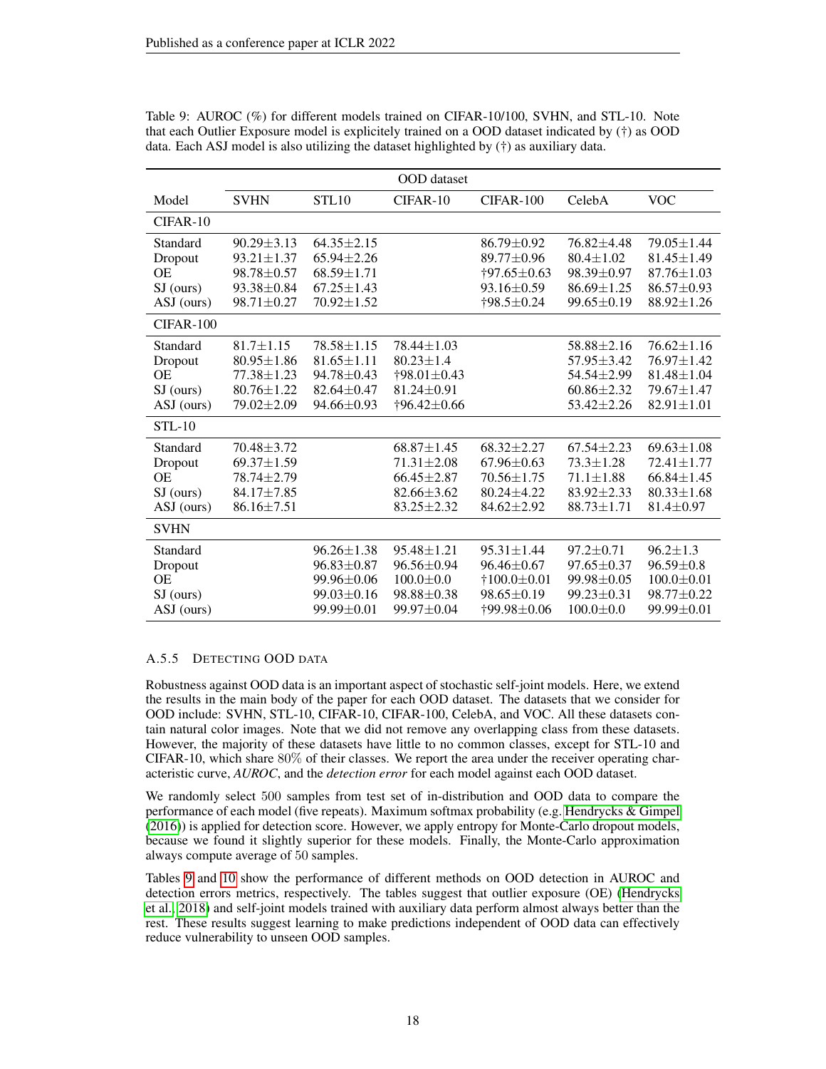Table 9: AUROC (%) for different models trained on CIFAR-10/100, SVHN, and STL-10. Note that each Outlier Exposure model is explicitely trained on a OOD dataset indicated by (†) as OOD data. Each ASJ model is also utilizing the dataset highlighted by (†) as auxiliary data.

| | OOD dataset | | | | | |
|---|---|---|---|---|---|---|
| Model | SVHN | STL10 | CIFAR-10 | CIFAR-100 | CelebA | VOC |
| **CIFAR-10** | | | | | | |
| Standard | 90.29±3.13 | 64.35±2.15 | | 86.79±0.92 | 76.82±4.48 | 79.05±1.44 |
| Dropout | 93.21±1.37 | 65.94±2.26 | | 89.77±0.96 | 80.4±1.02 | 81.45±1.49 |
| OE | 98.78±0.57 | 68.59±1.71 | | †97.65±0.63 | 98.39±0.97 | 87.76±1.03 |
| SJ (ours) | 93.38±0.84 | 67.25±1.43 | | 93.16±0.59 | 86.69±1.25 | 86.57±0.93 |
| ASJ (ours) | 98.71±0.27 | 70.92±1.52 | | †98.5±0.24 | 99.65±0.19 | 88.92±1.26 |
| **CIFAR-100** | | | | | | |
| Standard | 81.7±1.15 | 78.58±1.15 | 78.44±1.03 | | 58.88±2.16 | 76.62±1.16 |
| Dropout | 80.95±1.86 | 81.65±1.11 | 80.23±1.4 | | 57.95±3.42 | 76.97±1.42 |
| OE | 77.38±1.23 | 94.78±0.43 | †98.01±0.43 | | 54.54±2.99 | 81.48±1.04 |
| SJ (ours) | 80.76±1.22 | 82.64±0.47 | 81.24±0.91 | | 60.86±2.32 | 79.67±1.47 |
| ASJ (ours) | 79.02±2.09 | 94.66±0.93 | †96.42±0.66 | | 53.42±2.26 | 82.91±1.01 |
| **STL-10** | | | | | | |
| Standard | 70.48±3.72 | | 68.87±1.45 | 68.32±2.27 | 67.54±2.23 | 69.63±1.08 |
| Dropout | 69.37±1.59 | | 71.31±2.08 | 67.96±0.63 | 73.3±1.28 | 72.41±1.77 |
| OE | 78.74±2.79 | | 66.45±2.87 | 70.56±1.75 | 71.1±1.88 | 66.84±1.45 |
| SJ (ours) | 84.17±7.85 | | 82.66±3.62 | 80.24±4.22 | 83.92±2.33 | 80.33±1.68 |
| ASJ (ours) | 86.16±7.51 | | 83.25±2.32 | 84.62±2.92 | 88.73±1.71 | 81.4±0.97 |
| **SVHN** | | | | | | |
| Standard | | 96.26±1.38 | 95.48±1.21 | 95.31±1.44 | 97.2±0.71 | 96.2±1.3 |
| Dropout | | 96.83±0.87 | 96.56±0.94 | 96.46±0.67 | 97.65±0.37 | 96.59±0.8 |
| OE | | 99.96±0.06 | 100.0±0.0 | †100.0±0.01 | 99.98±0.05 | 100.0±0.01 |
| SJ (ours) | | 99.03±0.16 | 98.88±0.38 | 98.65±0.19 | 99.23±0.31 | 98.77±0.22 |
| ASJ (ours) | | 99.99±0.01 | 99.97±0.04 | †99.98±0.06 | 100.0±0.0 | 99.99±0.01 |

#### A.5.5 Detecting OOD data

Robustness against OOD data is an important aspect of stochastic self-joint models. Here, we extend the results in the main body of the paper for each OOD dataset. The datasets that we consider for OOD include: SVHN, STL-10, CIFAR-10, CIFAR-100, CelebA, and VOC. All these datasets contain natural color images. Note that we did not remove any overlapping class from these datasets. However, the majority of these datasets have little to no common classes, except for STL-10 and CIFAR-10, which share 80% of their classes. We report the area under the receiver operating characteristic curve, *AUROC*, and the *detection error* for each model against each OOD dataset.

We randomly select 500 samples from test set of in-distribution and OOD data to compare the performance of each model (five repeats). Maximum softmax probability (e.g. Hendrycks & Gimpel (2016)) is applied for detection score. However, we apply entropy for Monte-Carlo dropout models, because we found it slightly superior for these models. Finally, the Monte-Carlo approximation always compute average of 50 samples.

Tables 9 and 10 show the performance of different methods on OOD detection in AUROC and detection errors metrics, respectively. The tables suggest that outlier exposure (OE) (Hendrycks et al., 2018) and self-joint models trained with auxiliary data perform almost always better than the rest. These results suggest learning to make predictions independent of OOD data can effectively reduce vulnerability to unseen OOD samples.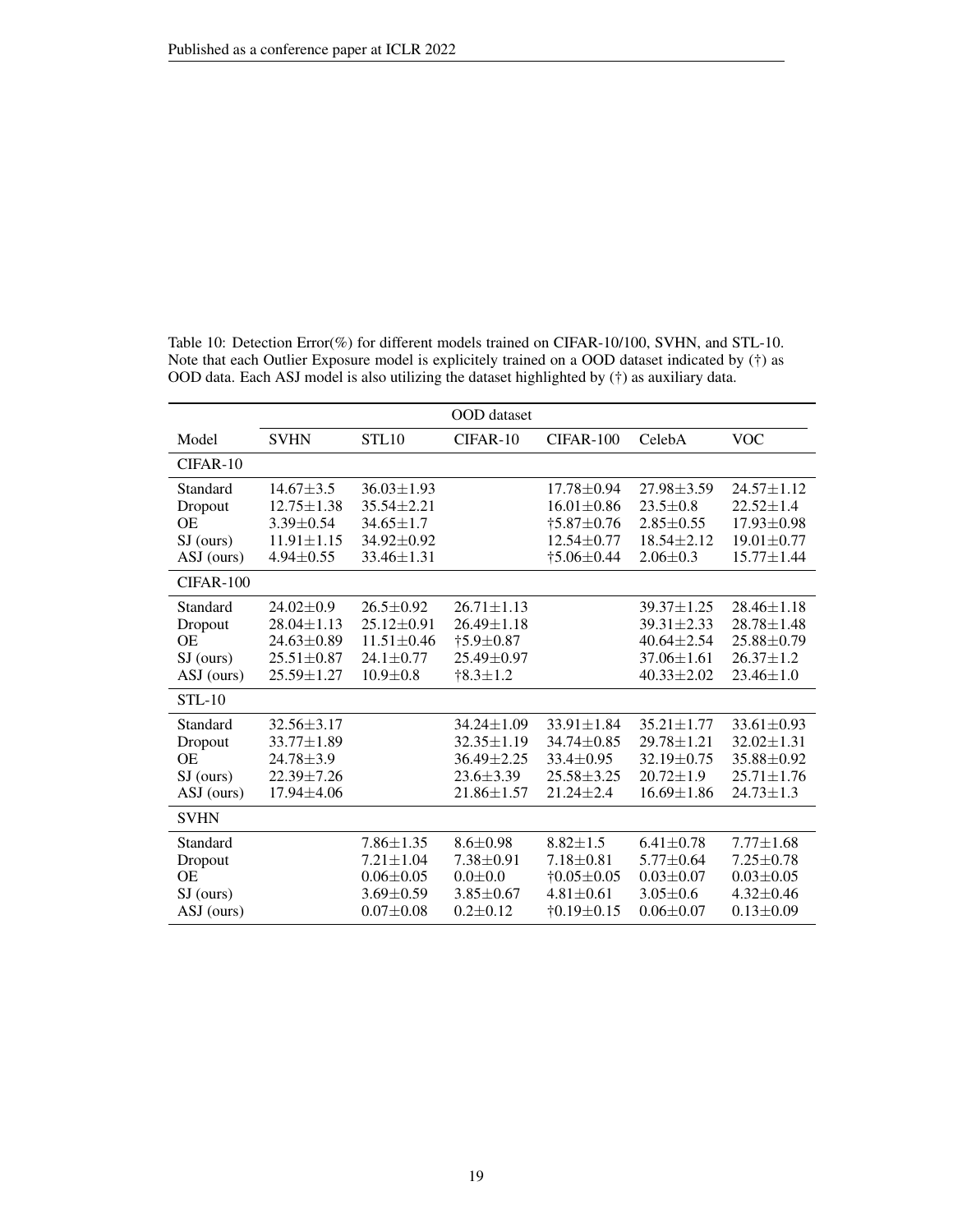Table 10: Detection Error(%) for different models trained on CIFAR-10/100, SVHN, and STL-10. Note that each Outlier Exposure model is explicitely trained on a OOD dataset indicated by (†) as OOD data. Each ASJ model is also utilizing the dataset highlighted by (†) as auxiliary data.

| | OOD dataset | | | | | |
|---|---|---|---|---|---|---|
| Model | SVHN | STL10 | CIFAR-10 | CIFAR-100 | CelebA | VOC |
| CIFAR-10 | | | | | | |
| Standard | 14.67±3.5 | 36.03±1.93 | | 17.78±0.94 | 27.98±3.59 | 24.57±1.12 |
| Dropout | 12.75±1.38 | 35.54±2.21 | | 16.01±0.86 | 23.5±0.8 | 22.52±1.4 |
| OE | 3.39±0.54 | 34.65±1.7 | | †5.87±0.76 | 2.85±0.55 | 17.93±0.98 |
| SJ (ours) | 11.91±1.15 | 34.92±0.92 | | 12.54±0.77 | 18.54±2.12 | 19.01±0.77 |
| ASJ (ours) | 4.94±0.55 | 33.46±1.31 | | †5.06±0.44 | 2.06±0.3 | 15.77±1.44 |
| CIFAR-100 | | | | | | |
| Standard | 24.02±0.9 | 26.5±0.92 | 26.71±1.13 | | 39.37±1.25 | 28.46±1.18 |
| Dropout | 28.04±1.13 | 25.12±0.91 | 26.49±1.18 | | 39.31±2.33 | 28.78±1.48 |
| OE | 24.63±0.89 | 11.51±0.46 | †5.9±0.87 | | 40.64±2.54 | 25.88±0.79 |
| SJ (ours) | 25.51±0.87 | 24.1±0.77 | 25.49±0.97 | | 37.06±1.61 | 26.37±1.2 |
| ASJ (ours) | 25.59±1.27 | 10.9±0.8 | †8.3±1.2 | | 40.33±2.02 | 23.46±1.0 |
| STL-10 | | | | | | |
| Standard | 32.56±3.17 | | 34.24±1.09 | 33.91±1.84 | 35.21±1.77 | 33.61±0.93 |
| Dropout | 33.77±1.89 | | 32.35±1.19 | 34.74±0.85 | 29.78±1.21 | 32.02±1.31 |
| OE | 24.78±3.9 | | 36.49±2.25 | 33.4±0.95 | 32.19±0.75 | 35.88±0.92 |
| SJ (ours) | 22.39±7.26 | | 23.6±3.39 | 25.58±3.25 | 20.72±1.9 | 25.71±1.76 |
| ASJ (ours) | 17.94±4.06 | | 21.86±1.57 | 21.24±2.4 | 16.69±1.86 | 24.73±1.3 |
| SVHN | | | | | | |
| Standard | | 7.86±1.35 | 8.6±0.98 | 8.82±1.5 | 6.41±0.78 | 7.77±1.68 |
| Dropout | | 7.21±1.04 | 7.38±0.91 | 7.18±0.81 | 5.77±0.64 | 7.25±0.78 |
| OE | | 0.06±0.05 | 0.0±0.0 | †0.05±0.05 | 0.03±0.07 | 0.03±0.05 |
| SJ (ours) | | 3.69±0.59 | 3.85±0.67 | 4.81±0.61 | 3.05±0.6 | 4.32±0.46 |
| ASJ (ours) | | 0.07±0.08 | 0.2±0.12 | †0.19±0.15 | 0.06±0.07 | 0.13±0.09 |